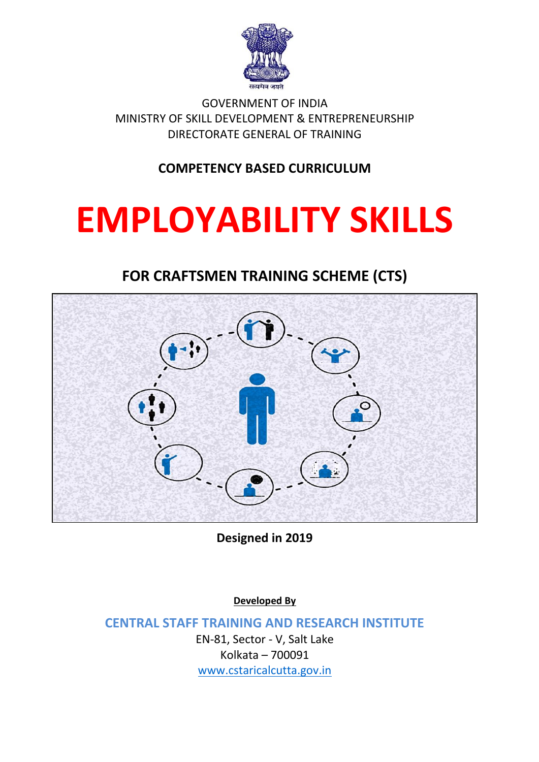सत्यमेव जयते

GOVERNMENT OF INDIA
MINISTRY OF SKILL DEVELOPMENT & ENTREPRENEURSHIP
DIRECTORATE GENERAL OF TRAINING

**COMPETENCY BASED CURRICULUM**

# EMPLOYABILITY SKILLS

## FOR CRAFTSMEN TRAINING SCHEME (CTS)

**Designed in 2019**

**Developed By**

**CENTRAL STAFF TRAINING AND RESEARCH INSTITUTE**

EN-81, Sector - V, Salt Lake
Kolkata – 700091
www.cstaricalcutta.gov.in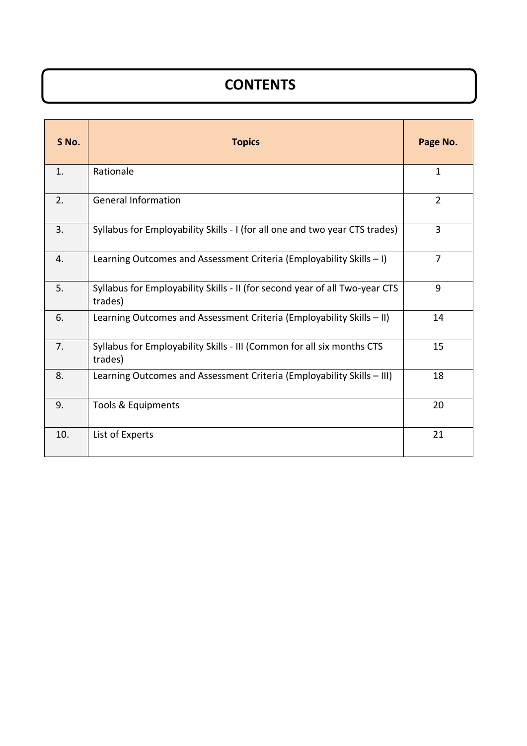# CONTENTS

| S No. | Topics | Page No. |
|---|---|---|
| 1. | Rationale | 1 |
| 2. | General Information | 2 |
| 3. | Syllabus for Employability Skills - I (for all one and two year CTS trades) | 3 |
| 4. | Learning Outcomes and Assessment Criteria (Employability Skills – I) | 7 |
| 5. | Syllabus for Employability Skills - II (for second year of all Two-year CTS trades) | 9 |
| 6. | Learning Outcomes and Assessment Criteria (Employability Skills – II) | 14 |
| 7. | Syllabus for Employability Skills - III (Common for all six months CTS trades) | 15 |
| 8. | Learning Outcomes and Assessment Criteria (Employability Skills – III) | 18 |
| 9. | Tools & Equipments | 20 |
| 10. | List of Experts | 21 |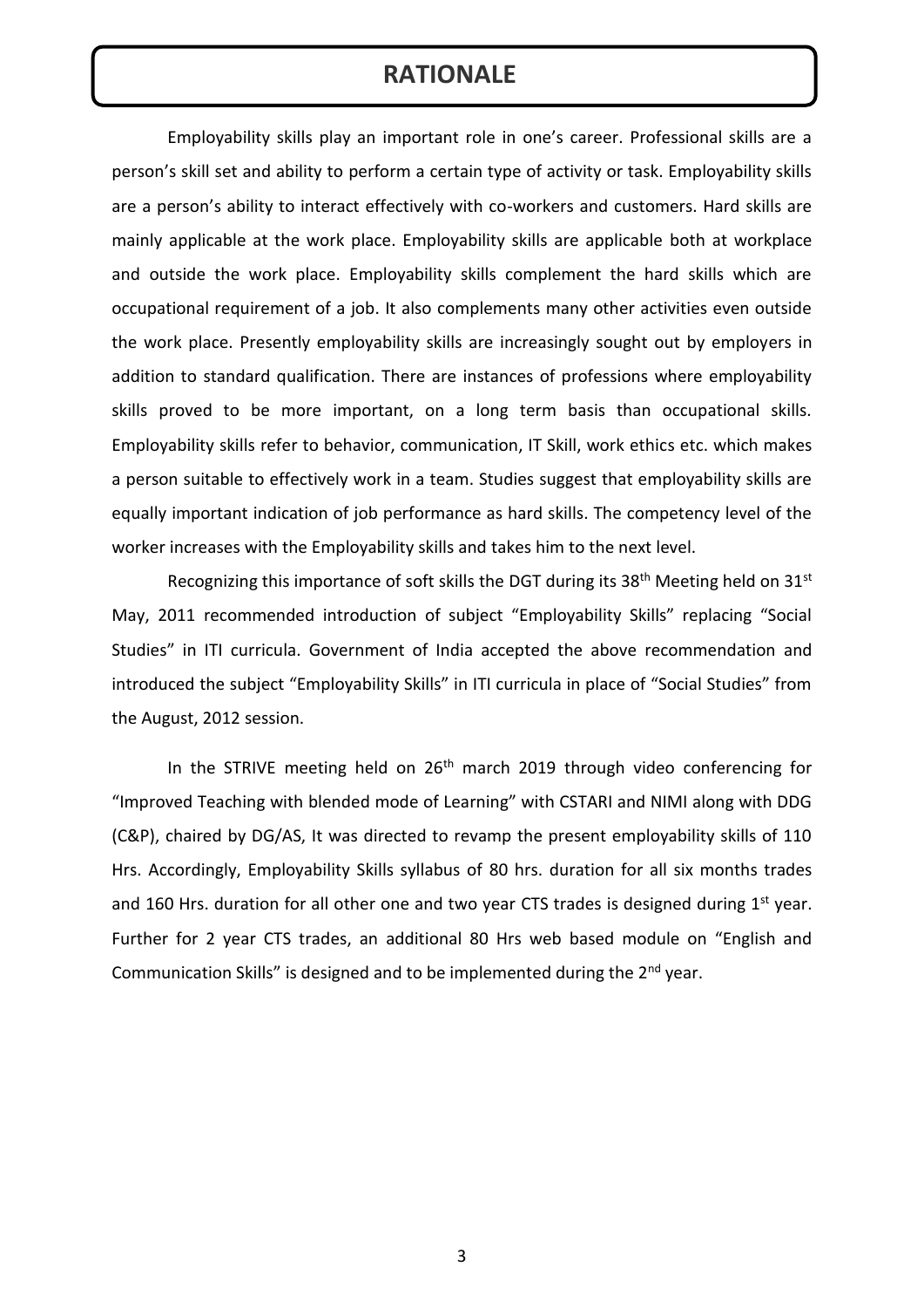# RATIONALE

Employability skills play an important role in one's career. Professional skills are a person's skill set and ability to perform a certain type of activity or task. Employability skills are a person's ability to interact effectively with co-workers and customers. Hard skills are mainly applicable at the work place. Employability skills are applicable both at workplace and outside the work place. Employability skills complement the hard skills which are occupational requirement of a job. It also complements many other activities even outside the work place. Presently employability skills are increasingly sought out by employers in addition to standard qualification. There are instances of professions where employability skills proved to be more important, on a long term basis than occupational skills. Employability skills refer to behavior, communication, IT Skill, work ethics etc. which makes a person suitable to effectively work in a team. Studies suggest that employability skills are equally important indication of job performance as hard skills. The competency level of the worker increases with the Employability skills and takes him to the next level.

Recognizing this importance of soft skills the DGT during its 38th Meeting held on 31st May, 2011 recommended introduction of subject "Employability Skills" replacing "Social Studies" in ITI curricula. Government of India accepted the above recommendation and introduced the subject "Employability Skills" in ITI curricula in place of "Social Studies" from the August, 2012 session.

In the STRIVE meeting held on 26th march 2019 through video conferencing for "Improved Teaching with blended mode of Learning" with CSTARI and NIMI along with DDG (C&P), chaired by DG/AS, It was directed to revamp the present employability skills of 110 Hrs. Accordingly, Employability Skills syllabus of 80 hrs. duration for all six months trades and 160 Hrs. duration for all other one and two year CTS trades is designed during 1st year. Further for 2 year CTS trades, an additional 80 Hrs web based module on "English and Communication Skills" is designed and to be implemented during the 2nd year.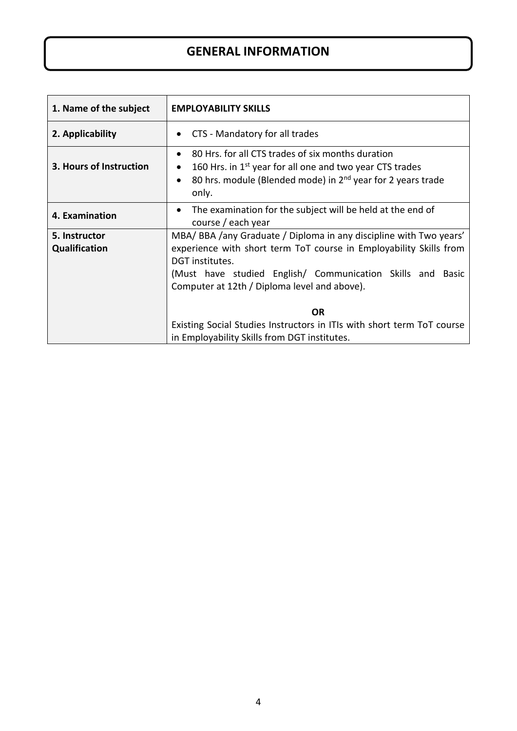# GENERAL INFORMATION

| **1. Name of the subject** | **EMPLOYABILITY SKILLS** |
| --- | --- |
| **2. Applicability** | • CTS - Mandatory for all trades |
| **3. Hours of Instruction** | • 80 Hrs. for all CTS trades of six months duration<br>• 160 Hrs. in 1st year for all one and two year CTS trades<br>• 80 hrs. module (Blended mode) in 2nd year for 2 years trade only. |
| **4. Examination** | • The examination for the subject will be held at the end of course / each year |
| **5. Instructor Qualification** | MBA/ BBA /any Graduate / Diploma in any discipline with Two years' experience with short term ToT course in Employability Skills from DGT institutes.<br>(Must have studied English/ Communication Skills and Basic Computer at 12th / Diploma level and above).<br><br>**OR**<br>Existing Social Studies Instructors in ITIs with short term ToT course in Employability Skills from DGT institutes. |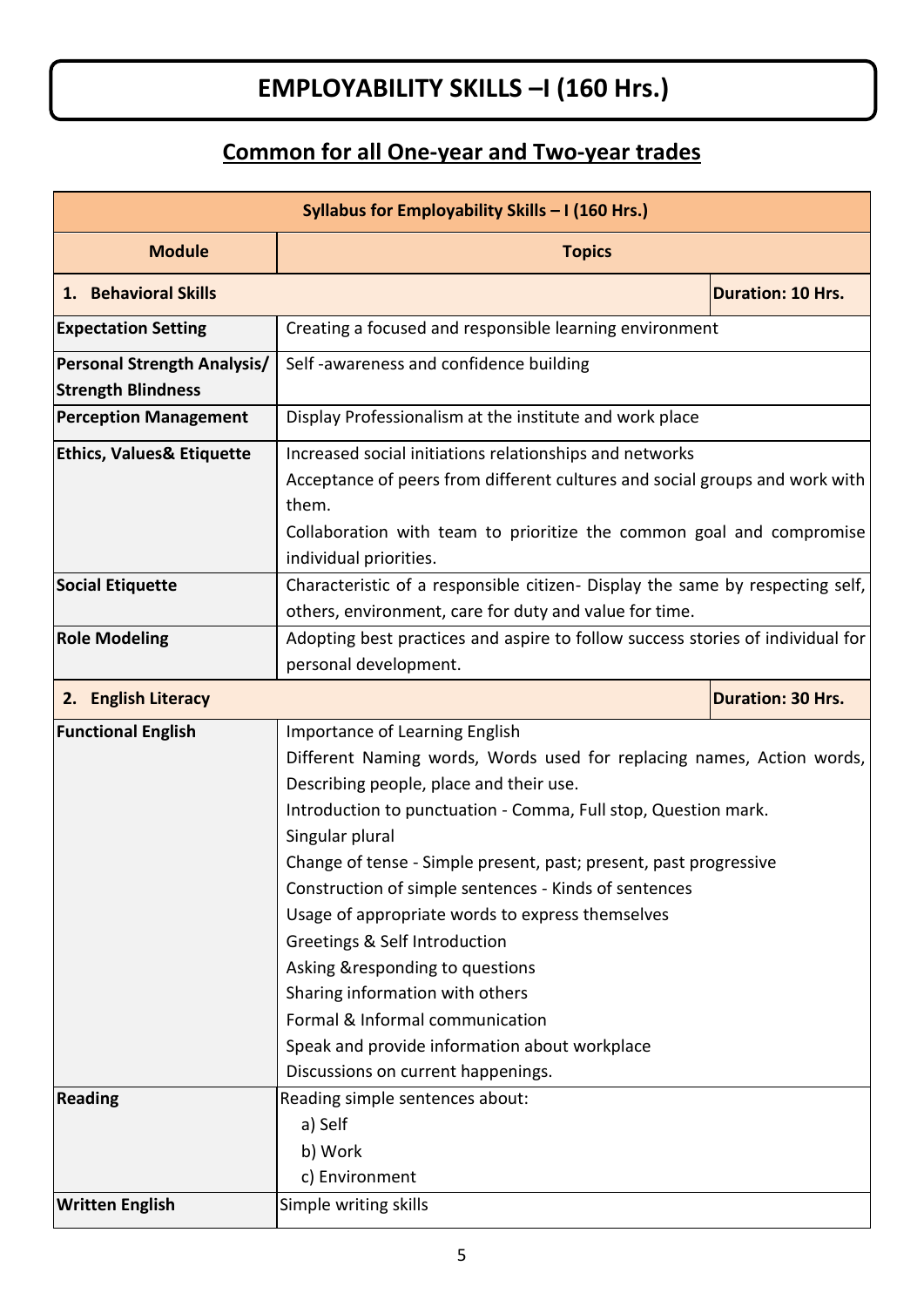# EMPLOYABILITY SKILLS –I (160 Hrs.)

## Common for all One-year and Two-year trades

| Syllabus for Employability Skills – I (160 Hrs.) | |
|---|---|
| **Module** | **Topics** |
| **1. Behavioral Skills** | **Duration: 10 Hrs.** |
| **Expectation Setting** | Creating a focused and responsible learning environment |
| **Personal Strength Analysis/ Strength Blindness** | Self -awareness and confidence building |
| **Perception Management** | Display Professionalism at the institute and work place |
| **Ethics, Values& Etiquette** | Increased social initiations relationships and networks<br>Acceptance of peers from different cultures and social groups and work with them.<br>Collaboration with team to prioritize the common goal and compromise individual priorities. |
| **Social Etiquette** | Characteristic of a responsible citizen- Display the same by respecting self, others, environment, care for duty and value for time. |
| **Role Modeling** | Adopting best practices and aspire to follow success stories of individual for personal development. |
| **2. English Literacy** | **Duration: 30 Hrs.** |
| **Functional English** | Importance of Learning English<br>Different Naming words, Words used for replacing names, Action words, Describing people, place and their use.<br>Introduction to punctuation - Comma, Full stop, Question mark.<br>Singular plural<br>Change of tense - Simple present, past; present, past progressive<br>Construction of simple sentences - Kinds of sentences<br>Usage of appropriate words to express themselves<br>Greetings & Self Introduction<br>Asking &responding to questions<br>Sharing information with others<br>Formal & Informal communication<br>Speak and provide information about workplace<br>Discussions on current happenings. |
| **Reading** | Reading simple sentences about:<br>a) Self<br>b) Work<br>c) Environment |
| **Written English** | Simple writing skills |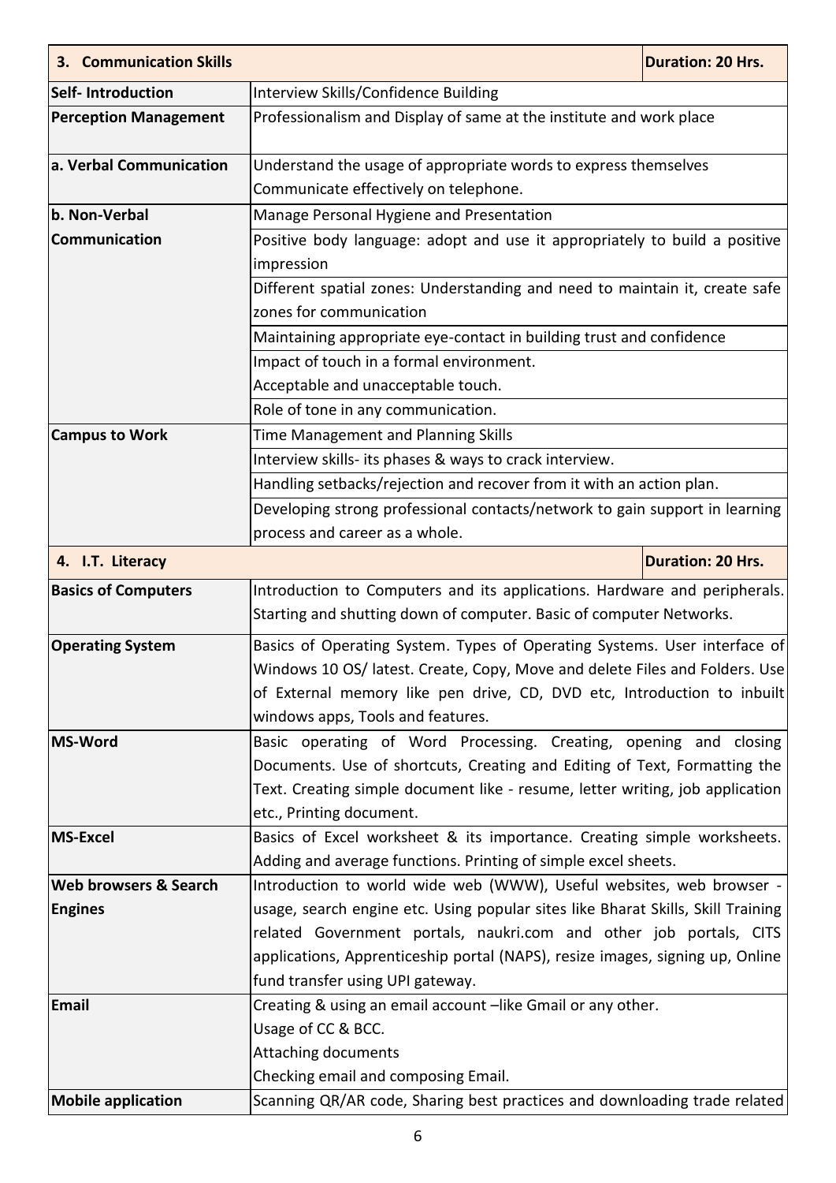| 3. Communication Skills | | Duration: 20 Hrs. |
|---|---|---|
| **Self- Introduction** | Interview Skills/Confidence Building | |
| **Perception Management** | Professionalism and Display of same at the institute and work place | |
| **a. Verbal Communication** | Understand the usage of appropriate words to express themselves<br>Communicate effectively on telephone. | |
| **b. Non-Verbal Communication** | Manage Personal Hygiene and Presentation | |
| | Positive body language: adopt and use it appropriately to build a positive impression | |
| | Different spatial zones: Understanding and need to maintain it, create safe zones for communication | |
| | Maintaining appropriate eye-contact in building trust and confidence | |
| | Impact of touch in a formal environment.<br>Acceptable and unacceptable touch. | |
| | Role of tone in any communication. | |
| **Campus to Work** | Time Management and Planning Skills | |
| | Interview skills- its phases & ways to crack interview. | |
| | Handling setbacks/rejection and recover from it with an action plan. | |
| | Developing strong professional contacts/network to gain support in learning process and career as a whole. | |

| 4. I.T. Literacy | | Duration: 20 Hrs. |
|---|---|---|
| **Basics of Computers** | Introduction to Computers and its applications. Hardware and peripherals. Starting and shutting down of computer. Basic of computer Networks. | |
| **Operating System** | Basics of Operating System. Types of Operating Systems. User interface of Windows 10 OS/ latest. Create, Copy, Move and delete Files and Folders. Use of External memory like pen drive, CD, DVD etc, Introduction to inbuilt windows apps, Tools and features. | |
| **MS-Word** | Basic operating of Word Processing. Creating, opening and closing Documents. Use of shortcuts, Creating and Editing of Text, Formatting the Text. Creating simple document like - resume, letter writing, job application etc., Printing document. | |
| **MS-Excel** | Basics of Excel worksheet & its importance. Creating simple worksheets. Adding and average functions. Printing of simple excel sheets. | |
| **Web browsers & Search Engines** | Introduction to world wide web (WWW), Useful websites, web browser - usage, search engine etc. Using popular sites like Bharat Skills, Skill Training related Government portals, naukri.com and other job portals, CITS applications, Apprenticeship portal (NAPS), resize images, signing up, Online fund transfer using UPI gateway. | |
| **Email** | Creating & using an email account –like Gmail or any other.<br>Usage of CC & BCC.<br>Attaching documents<br>Checking email and composing Email. | |
| **Mobile application** | Scanning QR/AR code, Sharing best practices and downloading trade related | |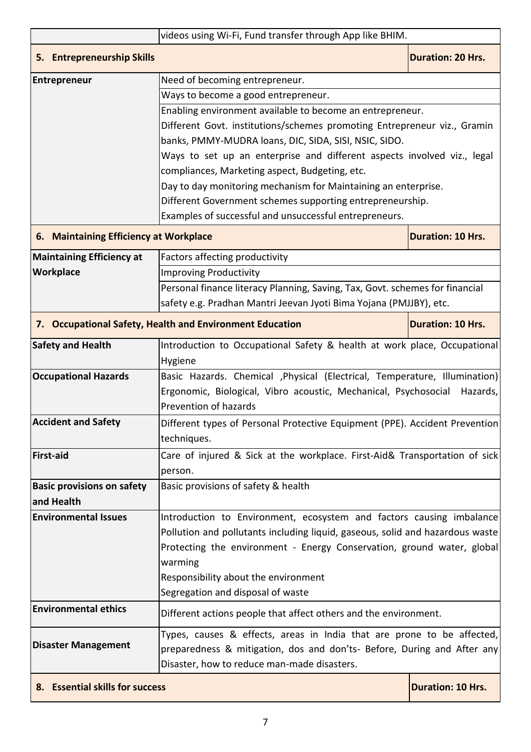| | |
|---|---|
| | videos using Wi-Fi, Fund transfer through App like BHIM. |
| **5. Entrepreneurship Skills** | **Duration: 20 Hrs.** |
| **Entrepreneur** | Need of becoming entrepreneur. |
| | Ways to become a good entrepreneur. |
| | Enabling environment available to become an entrepreneur.<br>Different Govt. institutions/schemes promoting Entrepreneur viz., Gramin banks, PMMY-MUDRA loans, DIC, SIDA, SISI, NSIC, SIDO.<br>Ways to set up an enterprise and different aspects involved viz., legal compliances, Marketing aspect, Budgeting, etc.<br>Day to day monitoring mechanism for Maintaining an enterprise.<br>Different Government schemes supporting entrepreneurship.<br>Examples of successful and unsuccessful entrepreneurs. |
| **6. Maintaining Efficiency at Workplace** | **Duration: 10 Hrs.** |
| **Maintaining Efficiency at Workplace** | Factors affecting productivity |
| | Improving Productivity |
| | Personal finance literacy Planning, Saving, Tax, Govt. schemes for financial safety e.g. Pradhan Mantri Jeevan Jyoti Bima Yojana (PMJJBY), etc. |
| **7. Occupational Safety, Health and Environment Education** | **Duration: 10 Hrs.** |
| **Safety and Health** | Introduction to Occupational Safety & health at work place, Occupational Hygiene |
| **Occupational Hazards** | Basic Hazards. Chemical ,Physical (Electrical, Temperature, Illumination) Ergonomic, Biological, Vibro acoustic, Mechanical, Psychosocial Hazards, Prevention of hazards |
| **Accident and Safety** | Different types of Personal Protective Equipment (PPE). Accident Prevention techniques. |
| **First-aid** | Care of injured & Sick at the workplace. First-Aid& Transportation of sick person. |
| **Basic provisions on safety and Health** | Basic provisions of safety & health |
| **Environmental Issues** | Introduction to Environment, ecosystem and factors causing imbalance<br>Pollution and pollutants including liquid, gaseous, solid and hazardous waste<br>Protecting the environment - Energy Conservation, ground water, global warming<br>Responsibility about the environment<br>Segregation and disposal of waste |
| **Environmental ethics** | Different actions people that affect others and the environment. |
| **Disaster Management** | Types, causes & effects, areas in India that are prone to be affected, preparedness & mitigation, dos and don'ts- Before, During and After any Disaster, how to reduce man-made disasters. |
| **8. Essential skills for success** | **Duration: 10 Hrs.** |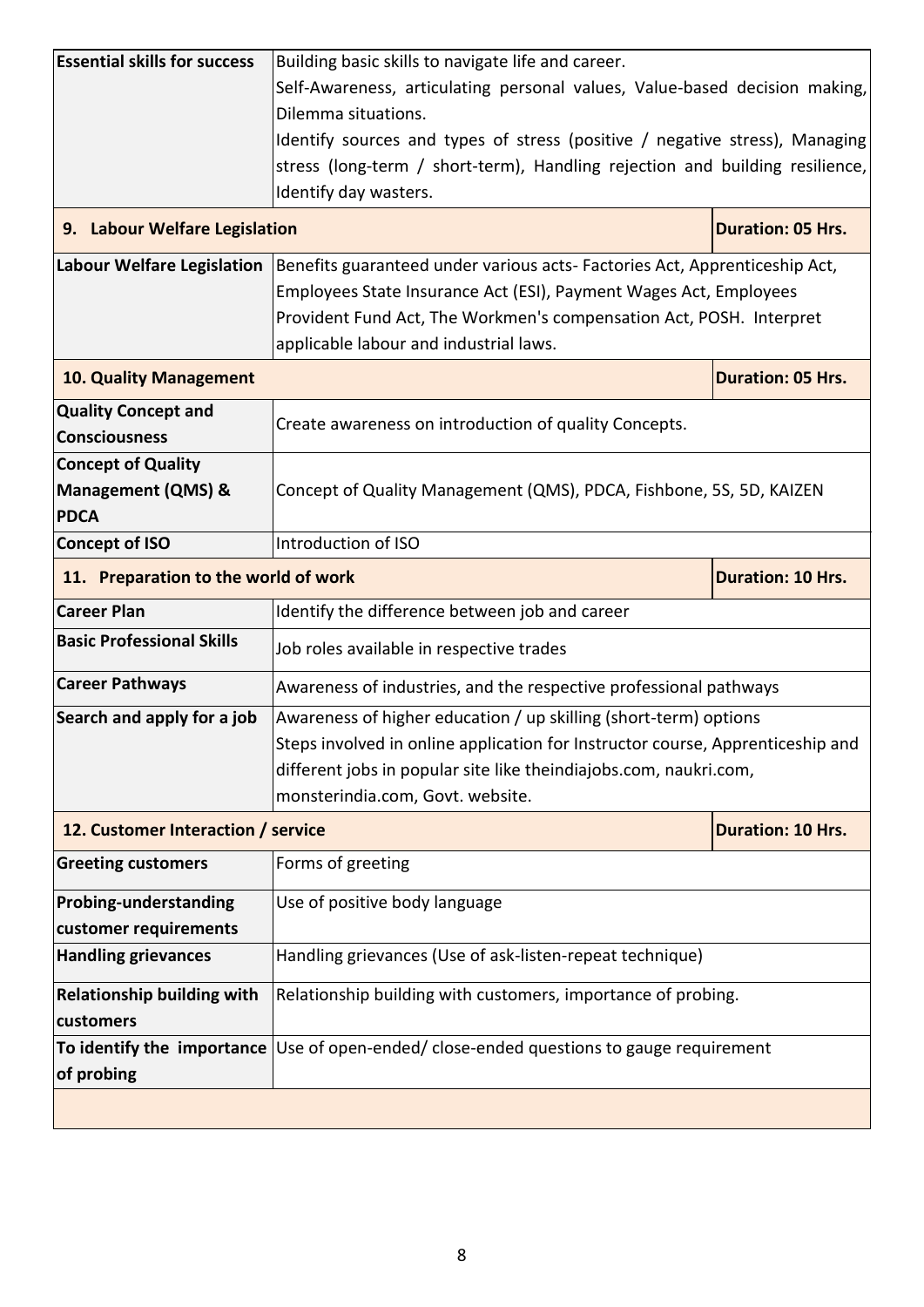| | |
|---|---|
| **Essential skills for success** | Building basic skills to navigate life and career. Self-Awareness, articulating personal values, Value-based decision making, Dilemma situations. Identify sources and types of stress (positive / negative stress), Managing stress (long-term / short-term), Handling rejection and building resilience, Identify day wasters. |

| **9. Labour Welfare Legislation** | **Duration: 05 Hrs.** |
|---|---|
| **Labour Welfare Legislation** | Benefits guaranteed under various acts- Factories Act, Apprenticeship Act, Employees State Insurance Act (ESI), Payment Wages Act, Employees Provident Fund Act, The Workmen's compensation Act, POSH. Interpret applicable labour and industrial laws. |

| **10. Quality Management** | **Duration: 05 Hrs.** |
|---|---|
| **Quality Concept and Consciousness** | Create awareness on introduction of quality Concepts. |
| **Concept of Quality Management (QMS) & PDCA** | Concept of Quality Management (QMS), PDCA, Fishbone, 5S, 5D, KAIZEN |
| **Concept of ISO** | Introduction of ISO |

| **11. Preparation to the world of work** | **Duration: 10 Hrs.** |
|---|---|
| **Career Plan** | Identify the difference between job and career |
| **Basic Professional Skills** | Job roles available in respective trades |
| **Career Pathways** | Awareness of industries, and the respective professional pathways |
| **Search and apply for a job** | Awareness of higher education / up skilling (short-term) options Steps involved in online application for Instructor course, Apprenticeship and different jobs in popular site like theindiajobs.com, naukri.com, monsterindia.com, Govt. website. |

| **12. Customer Interaction / service** | **Duration: 10 Hrs.** |
|---|---|
| **Greeting customers** | Forms of greeting |
| **Probing-understanding customer requirements** | Use of positive body language |
| **Handling grievances** | Handling grievances (Use of ask-listen-repeat technique) |
| **Relationship building with customers** | Relationship building with customers, importance of probing. |
| **To identify the importance of probing** | Use of open-ended/ close-ended questions to gauge requirement |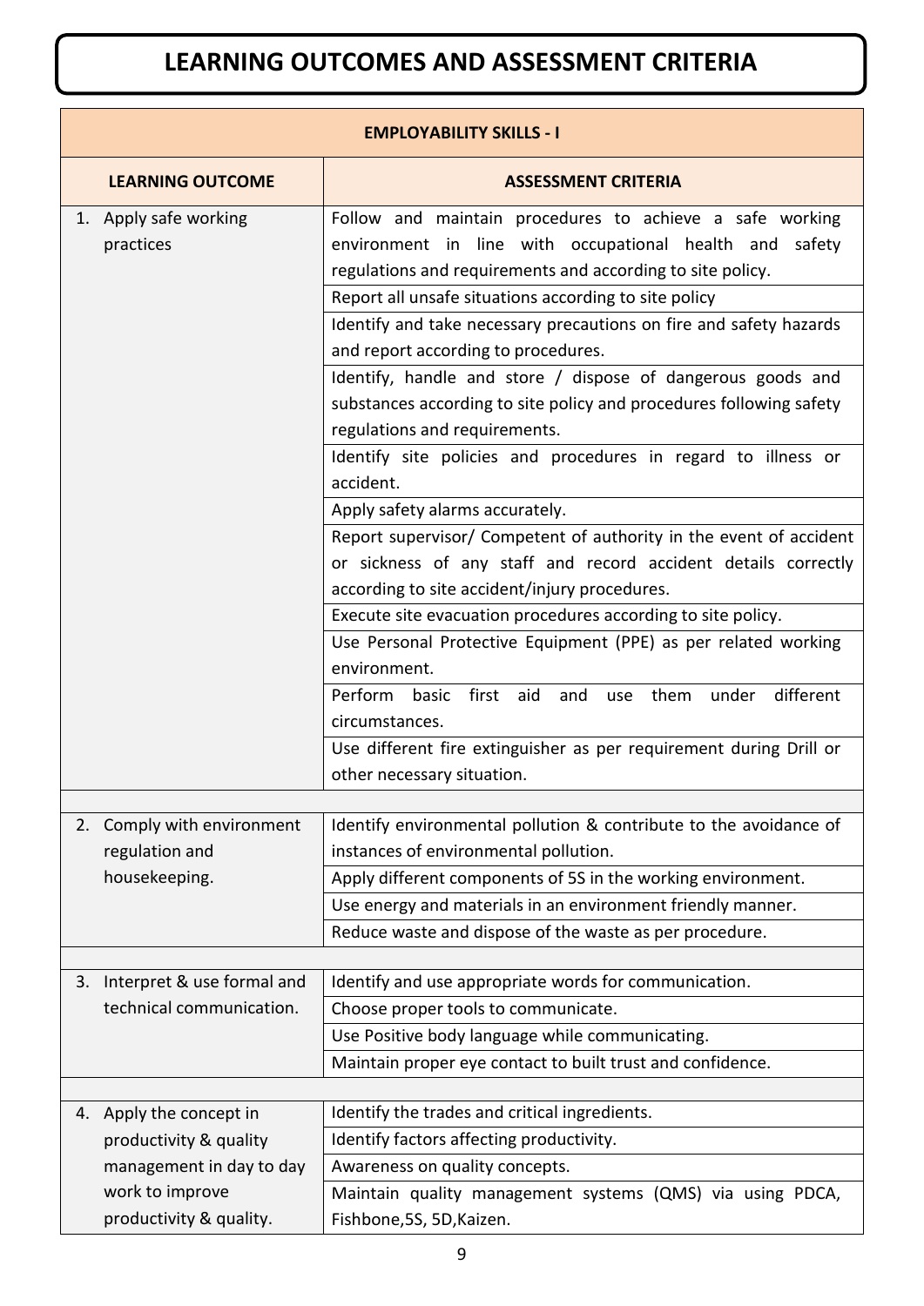# LEARNING OUTCOMES AND ASSESSMENT CRITERIA

| EMPLOYABILITY SKILLS - I | |
|---|---|
| **LEARNING OUTCOME** | **ASSESSMENT CRITERIA** |
| 1. Apply safe working practices | Follow and maintain procedures to achieve a safe working environment in line with occupational health and safety regulations and requirements and according to site policy. |
| | Report all unsafe situations according to site policy |
| | Identify and take necessary precautions on fire and safety hazards and report according to procedures. |
| | Identify, handle and store / dispose of dangerous goods and substances according to site policy and procedures following safety regulations and requirements. |
| | Identify site policies and procedures in regard to illness or accident. |
| | Apply safety alarms accurately. |
| | Report supervisor/ Competent of authority in the event of accident or sickness of any staff and record accident details correctly according to site accident/injury procedures. |
| | Execute site evacuation procedures according to site policy. |
| | Use Personal Protective Equipment (PPE) as per related working environment. |
| | Perform basic first aid and use them under different circumstances. |
| | Use different fire extinguisher as per requirement during Drill or other necessary situation. |
| | |
| 2. Comply with environment regulation and housekeeping. | Identify environmental pollution & contribute to the avoidance of instances of environmental pollution. |
| | Apply different components of 5S in the working environment. |
| | Use energy and materials in an environment friendly manner. |
| | Reduce waste and dispose of the waste as per procedure. |
| | |
| 3. Interpret & use formal and technical communication. | Identify and use appropriate words for communication. |
| | Choose proper tools to communicate. |
| | Use Positive body language while communicating. |
| | Maintain proper eye contact to built trust and confidence. |
| | |
| 4. Apply the concept in productivity & quality management in day to day work to improve productivity & quality. | Identify the trades and critical ingredients. |
| | Identify factors affecting productivity. |
| | Awareness on quality concepts. |
| | Maintain quality management systems (QMS) via using PDCA, Fishbone,5S, 5D,Kaizen. |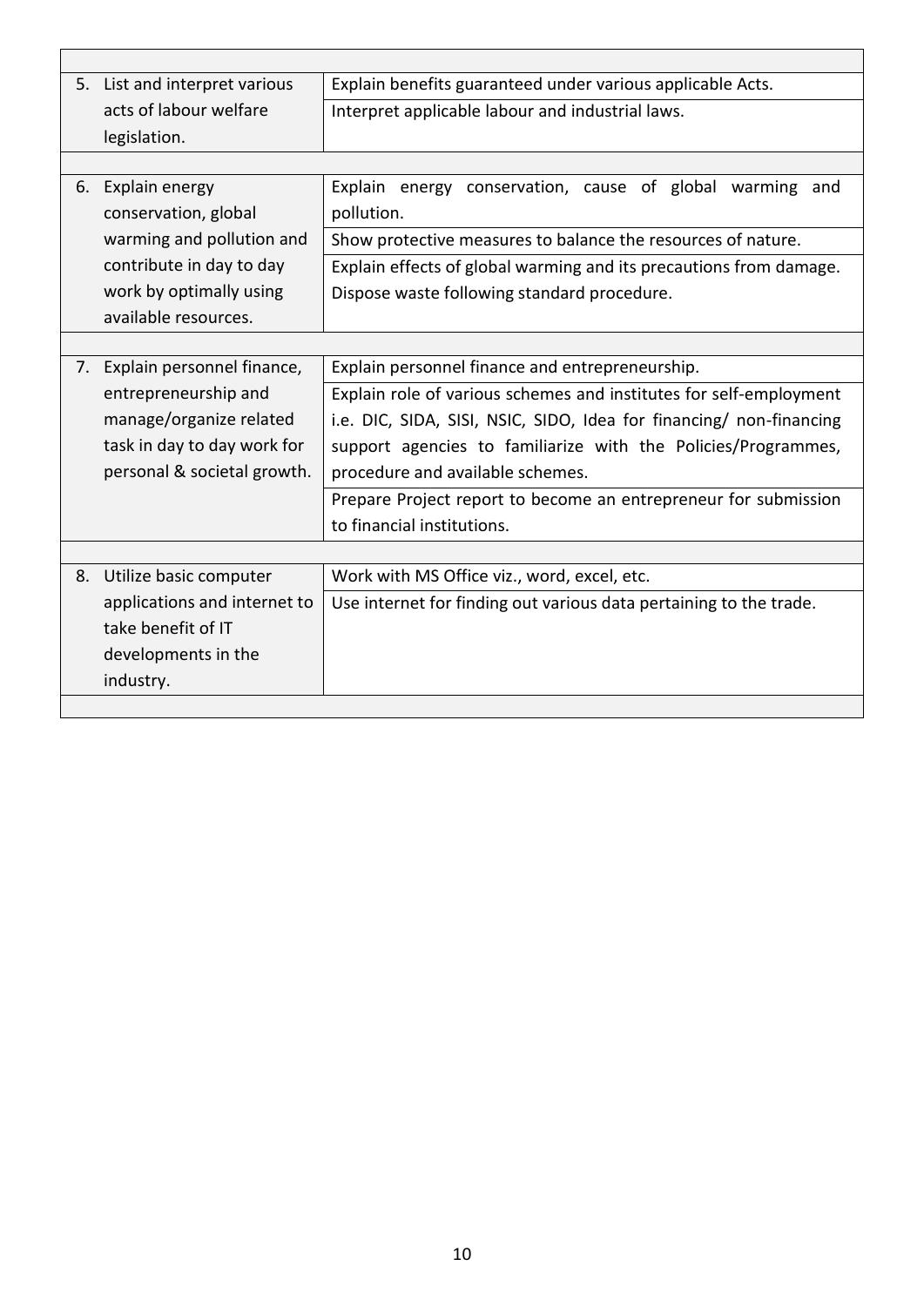| | |
|---|---|
| 5. List and interpret various acts of labour welfare legislation. | Explain benefits guaranteed under various applicable Acts. |
| | Interpret applicable labour and industrial laws. |
| | |
| 6. Explain energy conservation, global warming and pollution and contribute in day to day work by optimally using available resources. | Explain energy conservation, cause of global warming and pollution. |
| | Show protective measures to balance the resources of nature. |
| | Explain effects of global warming and its precautions from damage. Dispose waste following standard procedure. |
| | |
| 7. Explain personnel finance, entrepreneurship and manage/organize related task in day to day work for personal & societal growth. | Explain personnel finance and entrepreneurship. |
| | Explain role of various schemes and institutes for self-employment i.e. DIC, SIDA, SISI, NSIC, SIDO, Idea for financing/ non-financing support agencies to familiarize with the Policies/Programmes, procedure and available schemes. |
| | Prepare Project report to become an entrepreneur for submission to financial institutions. |
| | |
| 8. Utilize basic computer applications and internet to take benefit of IT developments in the industry. | Work with MS Office viz., word, excel, etc. |
| | Use internet for finding out various data pertaining to the trade. |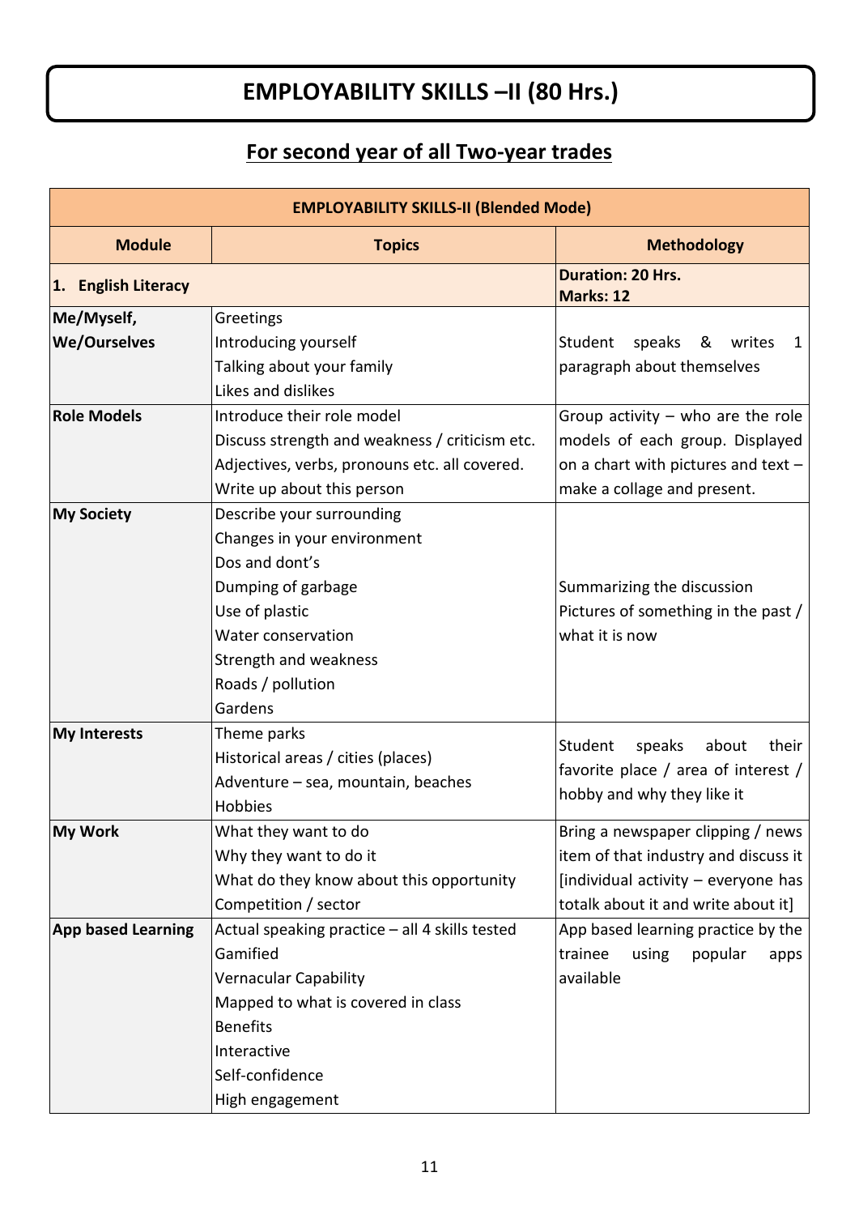# EMPLOYABILITY SKILLS –II (80 Hrs.)

## For second year of all Two-year trades

| EMPLOYABILITY SKILLS-II (Blended Mode) | | |
|---|---|---|
| **Module** | **Topics** | **Methodology** |
| **1. English Literacy** | | **Duration: 20 Hrs.**<br>**Marks: 12** |
| **Me/Myself, We/Ourselves** | Greetings<br>Introducing yourself<br>Talking about your family<br>Likes and dislikes | Student speaks & writes 1 paragraph about themselves |
| **Role Models** | Introduce their role model<br>Discuss strength and weakness / criticism etc.<br>Adjectives, verbs, pronouns etc. all covered.<br>Write up about this person | Group activity – who are the role models of each group. Displayed on a chart with pictures and text – make a collage and present. |
| **My Society** | Describe your surrounding<br>Changes in your environment<br>Dos and dont's<br>Dumping of garbage<br>Use of plastic<br>Water conservation<br>Strength and weakness<br>Roads / pollution<br>Gardens | Summarizing the discussion<br>Pictures of something in the past / what it is now |
| **My Interests** | Theme parks<br>Historical areas / cities (places)<br>Adventure – sea, mountain, beaches<br>Hobbies | Student speaks about their favorite place / area of interest / hobby and why they like it |
| **My Work** | What they want to do<br>Why they want to do it<br>What do they know about this opportunity<br>Competition / sector | Bring a newspaper clipping / news item of that industry and discuss it [individual activity – everyone has totalk about it and write about it] |
| **App based Learning** | Actual speaking practice – all 4 skills tested<br>Gamified<br>Vernacular Capability<br>Mapped to what is covered in class<br>Benefits<br>Interactive<br>Self-confidence<br>High engagement | App based learning practice by the trainee using popular apps available |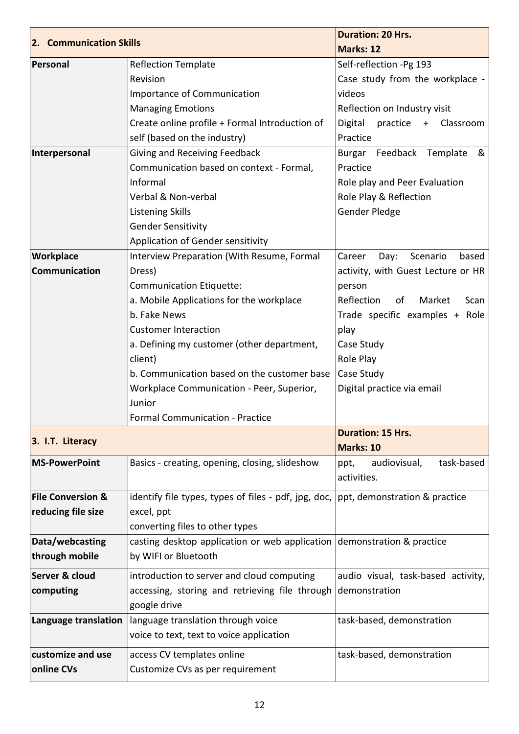| 2. Communication Skills | | Duration: 20 Hrs.<br>Marks: 12 |
|---|---|---|
| **Personal** | Reflection Template<br>Revision<br>Importance of Communication<br>Managing Emotions<br>Create online profile + Formal Introduction of self (based on the industry) | Self-reflection -Pg 193<br>Case study from the workplace - videos<br>Reflection on Industry visit<br>Digital practice + Classroom Practice |
| **Interpersonal** | Giving and Receiving Feedback<br>Communication based on context - Formal, Informal<br>Verbal & Non-verbal<br>Listening Skills<br>Gender Sensitivity<br>Application of Gender sensitivity | Burgar Feedback Template & Practice<br>Role play and Peer Evaluation<br>Role Play & Reflection<br>Gender Pledge |
| **Workplace Communication** | Interview Preparation (With Resume, Formal Dress)<br>Communication Etiquette:<br>a. Mobile Applications for the workplace<br>b. Fake News<br>Customer Interaction<br>a. Defining my customer (other department, client)<br>b. Communication based on the customer base<br>Workplace Communication - Peer, Superior, Junior<br>Formal Communication - Practice | Career Day: Scenario based activity, with Guest Lecture or HR person<br>Reflection of Market Scan<br>Trade specific examples + Role play<br>Case Study<br>Role Play<br>Case Study<br>Digital practice via email |
| **3. I.T. Literacy** | | **Duration: 15 Hrs.<br>Marks: 10** |
| **MS-PowerPoint** | Basics - creating, opening, closing, slideshow | ppt, audiovisual, task-based activities. |
| **File Conversion & reducing file size** | identify file types, types of files - pdf, jpg, doc, excel, ppt<br>converting files to other types | ppt, demonstration & practice |
| **Data/webcasting through mobile** | casting desktop application or web application by WIFI or Bluetooth | demonstration & practice |
| **Server & cloud computing** | introduction to server and cloud computing<br>accessing, storing and retrieving file through google drive | audio visual, task-based activity, demonstration |
| **Language translation** | language translation through voice<br>voice to text, text to voice application | task-based, demonstration |
| **customize and use online CVs** | access CV templates online<br>Customize CVs as per requirement | task-based, demonstration |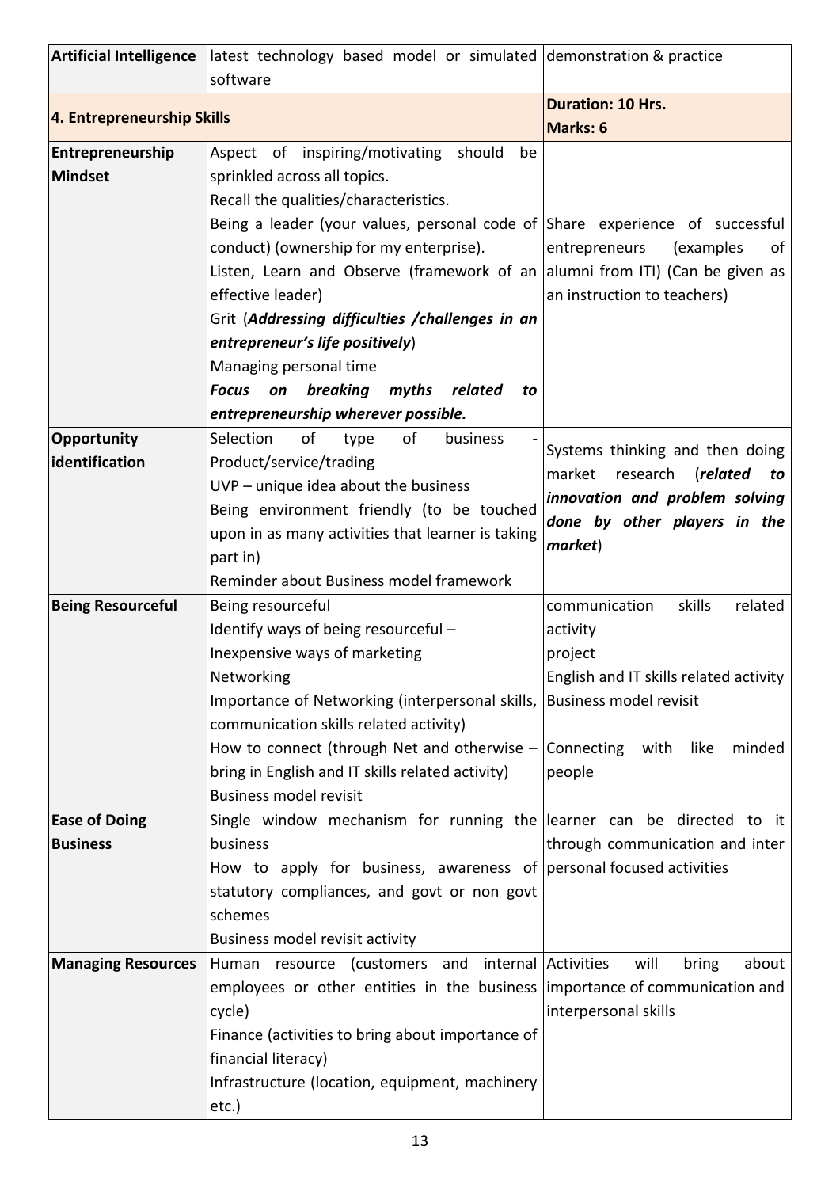| **Artificial Intelligence** | latest technology based model or simulated software | demonstration & practice |
|---|---|---|
| **4. Entrepreneurship Skills** | | **Duration: 10 Hrs.**<br>**Marks: 6** |
| **Entrepreneurship Mindset** | Aspect of inspiring/motivating should be sprinkled across all topics.<br>Recall the qualities/characteristics.<br>Being a leader (your values, personal code of conduct) (ownership for my enterprise).<br>Listen, Learn and Observe (framework of an effective leader)<br>Grit (***Addressing difficulties /challenges in an entrepreneur's life positively***)<br>Managing personal time<br>***Focus on breaking myths related to entrepreneurship wherever possible.*** | Share experience of successful entrepreneurs (examples of alumni from ITI) (Can be given as an instruction to teachers) |
| **Opportunity identification** | Selection of type of business - Product/service/trading<br>UVP – unique idea about the business<br>Being environment friendly (to be touched upon in as many activities that learner is taking part in)<br>Reminder about Business model framework | Systems thinking and then doing market research (***related to innovation and problem solving done by other players in the market***) |
| **Being Resourceful** | Being resourceful<br>Identify ways of being resourceful –<br>Inexpensive ways of marketing<br>Networking<br>Importance of Networking (interpersonal skills, communication skills related activity)<br>How to connect (through Net and otherwise – bring in English and IT skills related activity)<br>Business model revisit | communication skills related activity<br>project<br>English and IT skills related activity<br>Business model revisit<br><br>Connecting with like minded people |
| **Ease of Doing Business** | Single window mechanism for running the business<br>How to apply for business, awareness of statutory compliances, and govt or non govt schemes<br>Business model revisit activity | learner can be directed to it through communication and inter personal focused activities |
| **Managing Resources** | Human resource (customers and internal employees or other entities in the business cycle)<br>Finance (activities to bring about importance of financial literacy)<br>Infrastructure (location, equipment, machinery etc.) | Activities will bring about importance of communication and interpersonal skills |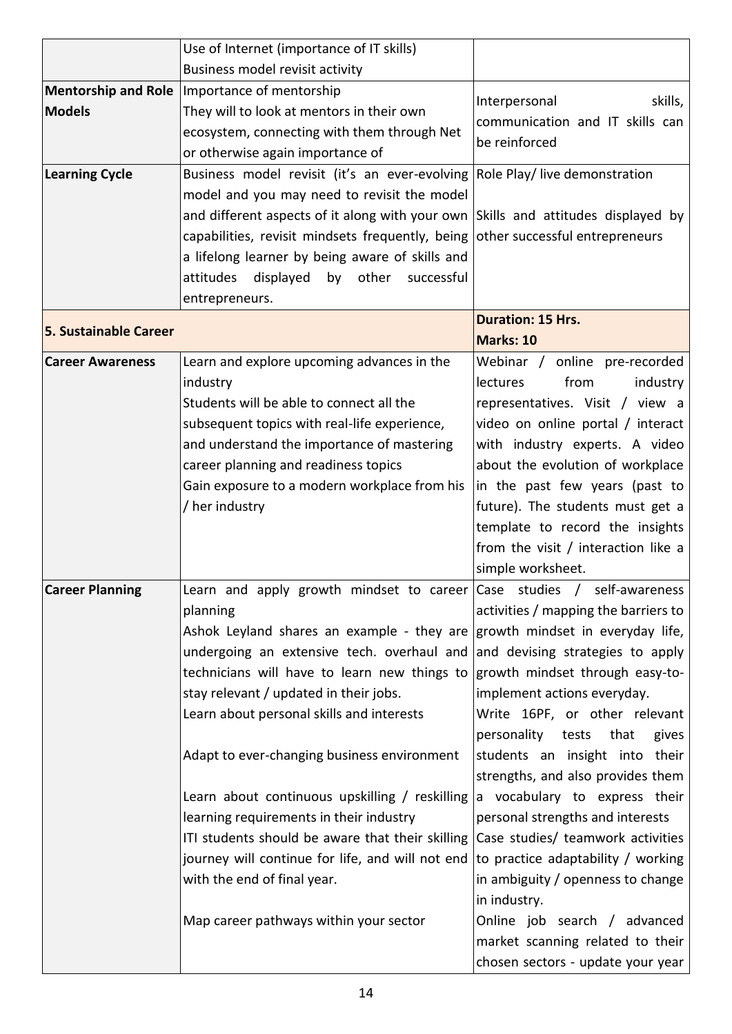| | | |
|---|---|---|
| | Use of Internet (importance of IT skills)<br>Business model revisit activity | |
| **Mentorship and Role Models** | Importance of mentorship<br>They will to look at mentors in their own ecosystem, connecting with them through Net or otherwise again importance of | Interpersonal skills, communication and IT skills can be reinforced |
| **Learning Cycle** | Business model revisit (it's an ever-evolving model and you may need to revisit the model and different aspects of it along with your own capabilities, revisit mindsets frequently, being a lifelong learner by being aware of skills and attitudes displayed by other successful entrepreneurs. | Role Play/ live demonstration<br>Skills and attitudes displayed by other successful entrepreneurs |
| **5. Sustainable Career** | | **Duration: 15 Hrs.**<br>**Marks: 10** |
| **Career Awareness** | Learn and explore upcoming advances in the industry<br>Students will be able to connect all the subsequent topics with real-life experience, and understand the importance of mastering career planning and readiness topics<br>Gain exposure to a modern workplace from his / her industry | Webinar / online pre-recorded lectures from industry representatives. Visit / view a video on online portal / interact with industry experts. A video about the evolution of workplace in the past few years (past to future). The students must get a template to record the insights from the visit / interaction like a simple worksheet. |
| **Career Planning** | Learn and apply growth mindset to career planning<br>Ashok Leyland shares an example - they are undergoing an extensive tech. overhaul and technicians will have to learn new things to stay relevant / updated in their jobs.<br>Learn about personal skills and interests<br><br>Adapt to ever-changing business environment<br><br>Learn about continuous upskilling / reskilling learning requirements in their industry<br>ITI students should be aware that their skilling journey will continue for life, and will not end with the end of final year.<br><br>Map career pathways within your sector | Case studies / self-awareness activities / mapping the barriers to growth mindset in everyday life, and devising strategies to apply growth mindset through easy-to-implement actions everyday.<br>Write 16PF, or other relevant personality tests that gives students an insight into their strengths, and also provides them a vocabulary to express their personal strengths and interests<br>Case studies/ teamwork activities to practice adaptability / working in ambiguity / openness to change in industry.<br>Online job search / advanced market scanning related to their chosen sectors - update your year |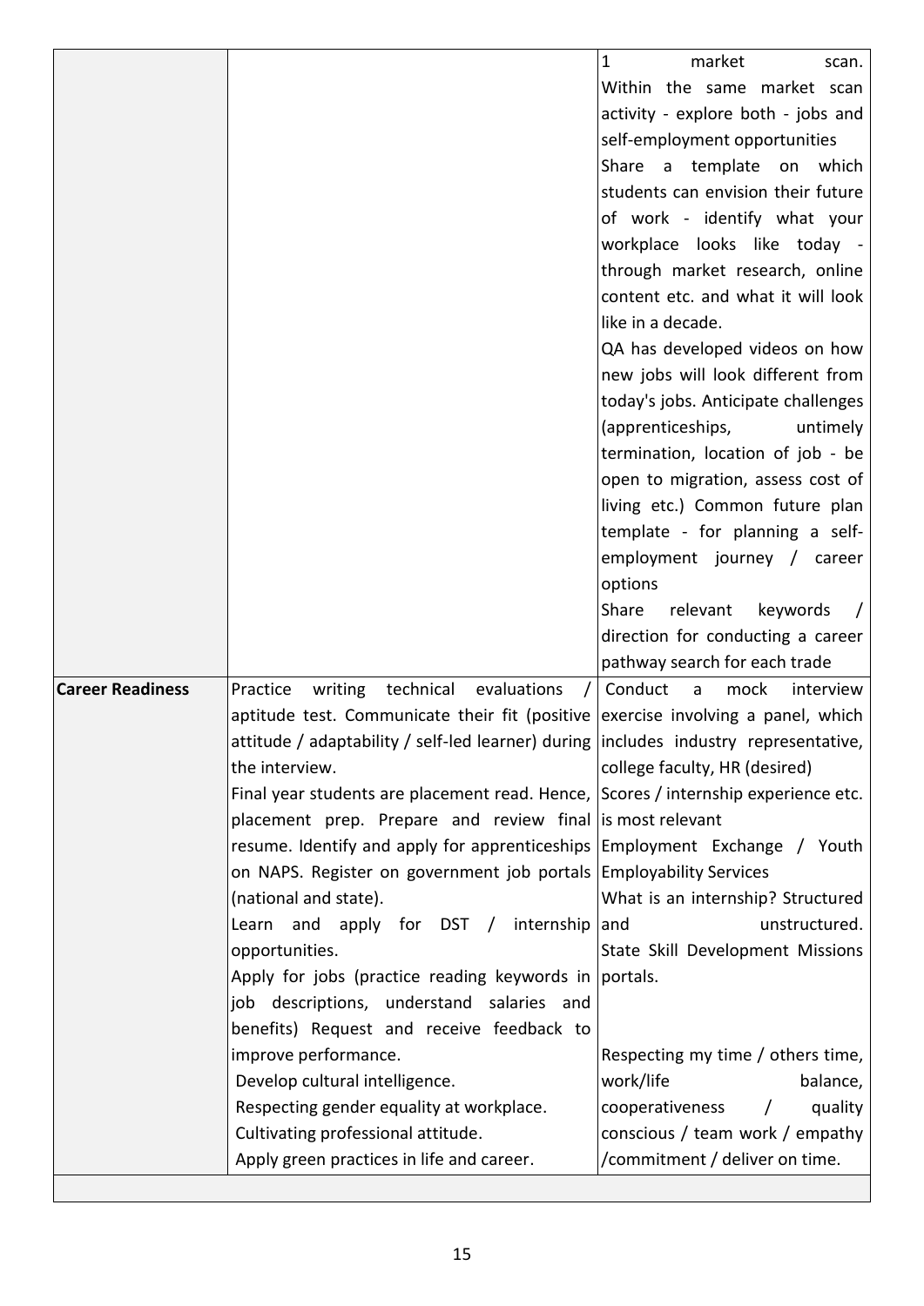| | | |
|---|---|---|
| | | 1 market scan. Within the same market scan activity - explore both - jobs and self-employment opportunities<br>Share a template on which students can envision their future of work - identify what your workplace looks like today - through market research, online content etc. and what it will look like in a decade.<br>QA has developed videos on how new jobs will look different from today's jobs. Anticipate challenges (apprenticeships, untimely termination, location of job - be open to migration, assess cost of living etc.) Common future plan template - for planning a self-employment journey / career options<br>Share relevant keywords / direction for conducting a career pathway search for each trade |
| **Career Readiness** | Practice writing technical evaluations / aptitude test. Communicate their fit (positive attitude / adaptability / self-led learner) during the interview.<br>Final year students are placement read. Hence, placement prep. Prepare and review final resume. Identify and apply for apprenticeships on NAPS. Register on government job portals (national and state).<br>Learn and apply for DST / internship opportunities.<br>Apply for jobs (practice reading keywords in job descriptions, understand salaries and benefits) Request and receive feedback to improve performance.<br>Develop cultural intelligence.<br>Respecting gender equality at workplace.<br>Cultivating professional attitude.<br>Apply green practices in life and career. | Conduct a mock interview exercise involving a panel, which includes industry representative, college faculty, HR (desired)<br>Scores / internship experience etc. is most relevant<br>Employment Exchange / Youth Employability Services<br>What is an internship? Structured and unstructured.<br>State Skill Development Missions portals.<br><br>Respecting my time / others time, work/life balance, cooperativeness / quality conscious / team work / empathy /commitment / deliver on time. |
| | | |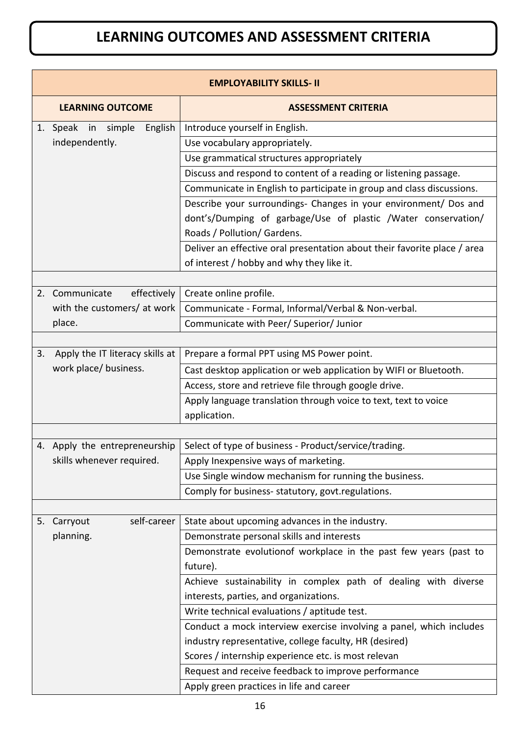# LEARNING OUTCOMES AND ASSESSMENT CRITERIA

| EMPLOYABILITY SKILLS- II | |
|---|---|
| **LEARNING OUTCOME** | **ASSESSMENT CRITERIA** |
| 1. Speak in simple English independently. | Introduce yourself in English. |
| | Use vocabulary appropriately. |
| | Use grammatical structures appropriately |
| | Discuss and respond to content of a reading or listening passage. |
| | Communicate in English to participate in group and class discussions. |
| | Describe your surroundings- Changes in your environment/ Dos and dont's/Dumping of garbage/Use of plastic /Water conservation/ Roads / Pollution/ Gardens. |
| | Deliver an effective oral presentation about their favorite place / area of interest / hobby and why they like it. |
| | |
| 2. Communicate effectively with the customers/ at work place. | Create online profile. |
| | Communicate - Formal, Informal/Verbal & Non-verbal. |
| | Communicate with Peer/ Superior/ Junior |
| | |
| 3. Apply the IT literacy skills at work place/ business. | Prepare a formal PPT using MS Power point. |
| | Cast desktop application or web application by WIFI or Bluetooth. |
| | Access, store and retrieve file through google drive. |
| | Apply language translation through voice to text, text to voice application. |
| | |
| 4. Apply the entrepreneurship skills whenever required. | Select of type of business - Product/service/trading. |
| | Apply Inexpensive ways of marketing. |
| | Use Single window mechanism for running the business. |
| | Comply for business- statutory, govt.regulations. |
| | |
| 5. Carryout self-career planning. | State about upcoming advances in the industry. |
| | Demonstrate personal skills and interests |
| | Demonstrate evolutionof workplace in the past few years (past to future). |
| | Achieve sustainability in complex path of dealing with diverse interests, parties, and organizations. |
| | Write technical evaluations / aptitude test. |
| | Conduct a mock interview exercise involving a panel, which includes industry representative, college faculty, HR (desired) Scores / internship experience etc. is most relevan |
| | Request and receive feedback to improve performance |
| | Apply green practices in life and career |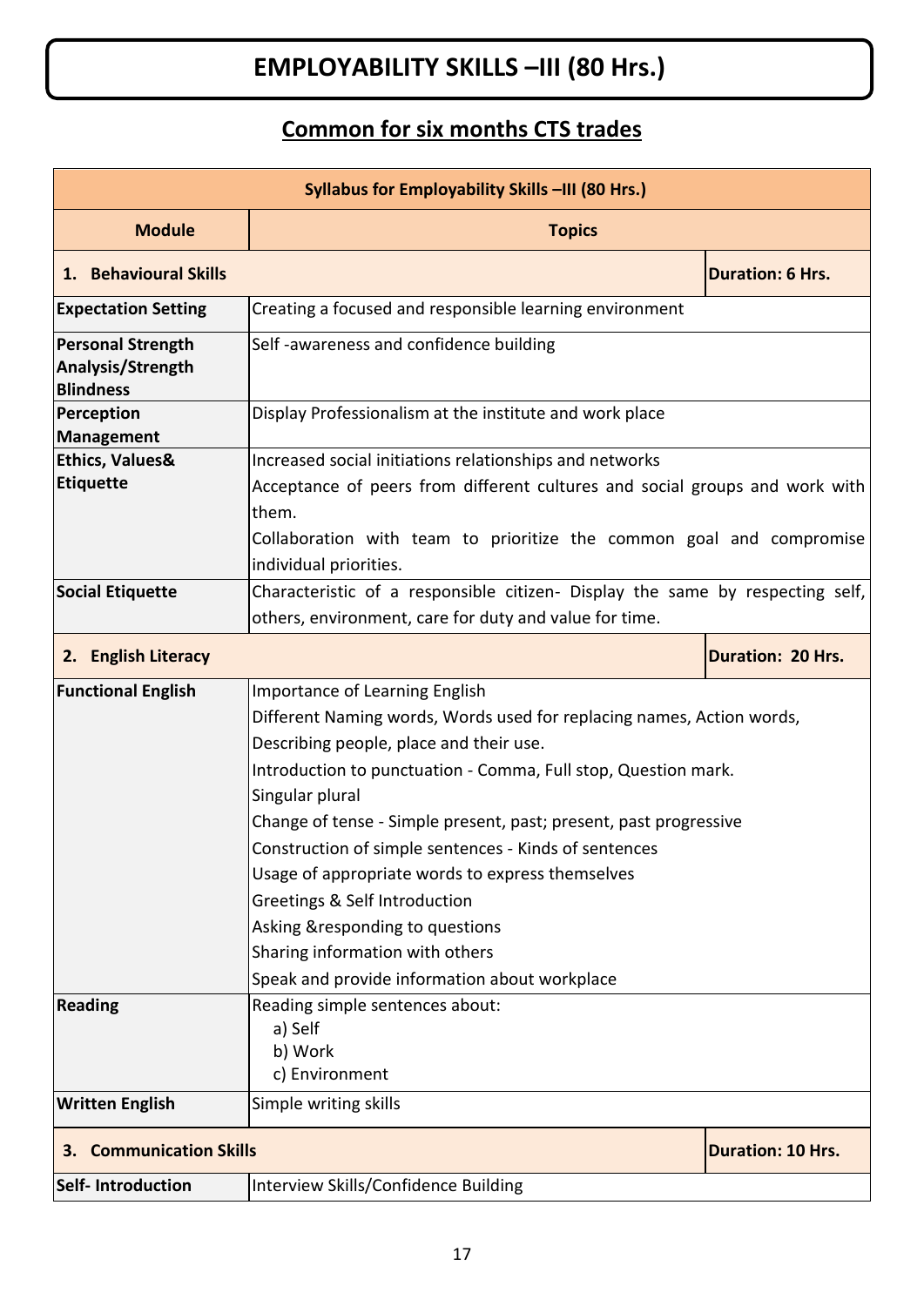# EMPLOYABILITY SKILLS –III (80 Hrs.)

## Common for six months CTS trades

| Syllabus for Employability Skills –III (80 Hrs.) | | |
|---|---|---|
| **Module** | **Topics** | |
| **1. Behavioural Skills** | | **Duration: 6 Hrs.** |
| **Expectation Setting** | Creating a focused and responsible learning environment | |
| **Personal Strength Analysis/Strength Blindness** | Self -awareness and confidence building | |
| **Perception Management** | Display Professionalism at the institute and work place | |
| **Ethics, Values& Etiquette** | Increased social initiations relationships and networks<br>Acceptance of peers from different cultures and social groups and work with them.<br>Collaboration with team to prioritize the common goal and compromise individual priorities. | |
| **Social Etiquette** | Characteristic of a responsible citizen- Display the same by respecting self, others, environment, care for duty and value for time. | |
| **2. English Literacy** | | **Duration: 20 Hrs.** |
| **Functional English** | Importance of Learning English<br>Different Naming words, Words used for replacing names, Action words,<br>Describing people, place and their use.<br>Introduction to punctuation - Comma, Full stop, Question mark.<br>Singular plural<br>Change of tense - Simple present, past; present, past progressive<br>Construction of simple sentences - Kinds of sentences<br>Usage of appropriate words to express themselves<br>Greetings & Self Introduction<br>Asking &responding to questions<br>Sharing information with others<br>Speak and provide information about workplace | |
| **Reading** | Reading simple sentences about:<br>a) Self<br>b) Work<br>c) Environment | |
| **Written English** | Simple writing skills | |
| **3. Communication Skills** | | **Duration: 10 Hrs.** |
| **Self- Introduction** | Interview Skills/Confidence Building | |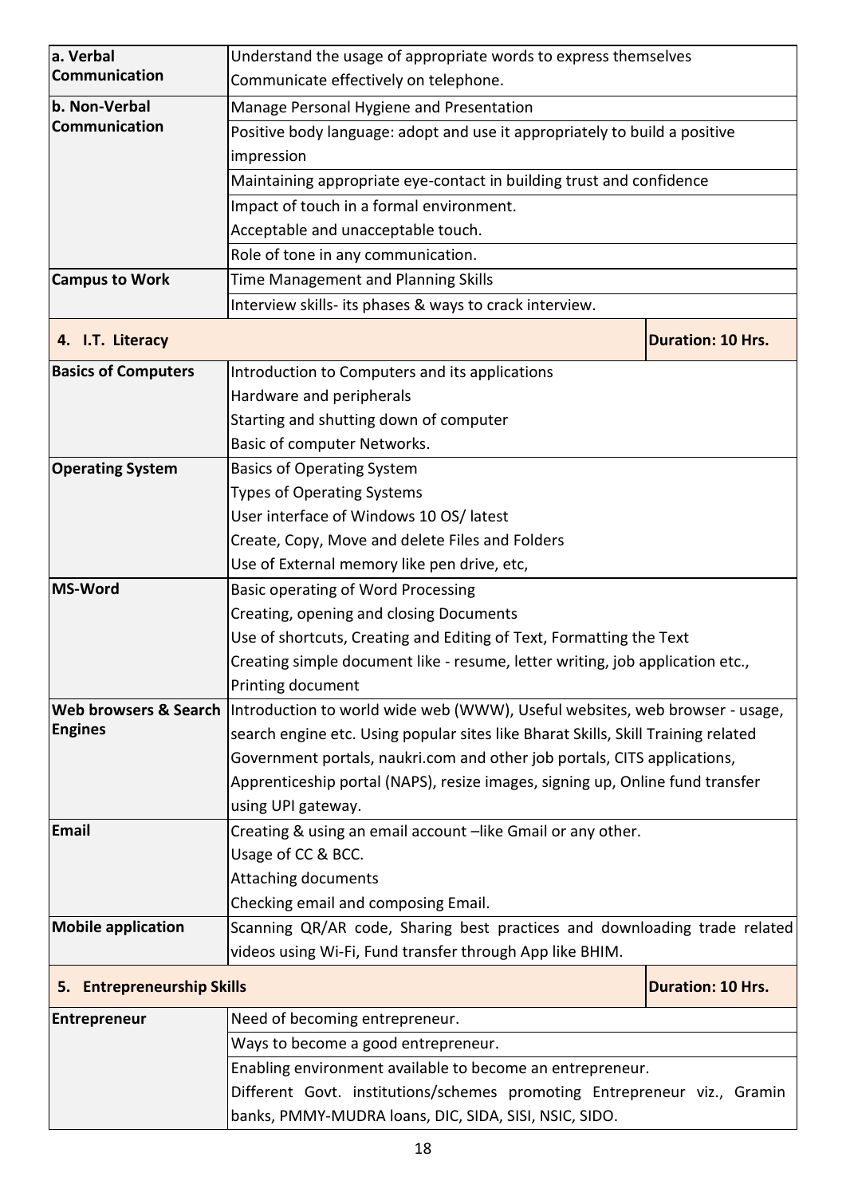| | |
|---|---|
| **a. Verbal Communication** | Understand the usage of appropriate words to express themselves<br>Communicate effectively on telephone. |
| **b. Non-Verbal Communication** | Manage Personal Hygiene and Presentation |
| | Positive body language: adopt and use it appropriately to build a positive impression |
| | Maintaining appropriate eye-contact in building trust and confidence |
| | Impact of touch in a formal environment.<br>Acceptable and unacceptable touch. |
| | Role of tone in any communication. |
| **Campus to Work** | Time Management and Planning Skills |
| | Interview skills- its phases & ways to crack interview. |

| **4. I.T. Literacy** | | **Duration: 10 Hrs.** |
|---|---|---|
| **Basics of Computers** | Introduction to Computers and its applications<br>Hardware and peripherals<br>Starting and shutting down of computer<br>Basic of computer Networks. | |
| **Operating System** | Basics of Operating System<br>Types of Operating Systems<br>User interface of Windows 10 OS/ latest<br>Create, Copy, Move and delete Files and Folders<br>Use of External memory like pen drive, etc, | |
| **MS-Word** | Basic operating of Word Processing<br>Creating, opening and closing Documents<br>Use of shortcuts, Creating and Editing of Text, Formatting the Text<br>Creating simple document like - resume, letter writing, job application etc.,<br>Printing document | |
| **Web browsers & Search Engines** | Introduction to world wide web (WWW), Useful websites, web browser - usage, search engine etc. Using popular sites like Bharat Skills, Skill Training related Government portals, naukri.com and other job portals, CITS applications, Apprenticeship portal (NAPS), resize images, signing up, Online fund transfer using UPI gateway. | |
| **Email** | Creating & using an email account –like Gmail or any other.<br>Usage of CC & BCC.<br>Attaching documents<br>Checking email and composing Email. | |
| **Mobile application** | Scanning QR/AR code, Sharing best practices and downloading trade related videos using Wi-Fi, Fund transfer through App like BHIM. | |

| **5. Entrepreneurship Skills** | | **Duration: 10 Hrs.** |
|---|---|---|
| **Entrepreneur** | Need of becoming entrepreneur. | |
| | Ways to become a good entrepreneur. | |
| | Enabling environment available to become an entrepreneur.<br>Different Govt. institutions/schemes promoting Entrepreneur viz., Gramin banks, PMMY-MUDRA loans, DIC, SIDA, SISI, NSIC, SIDO. | |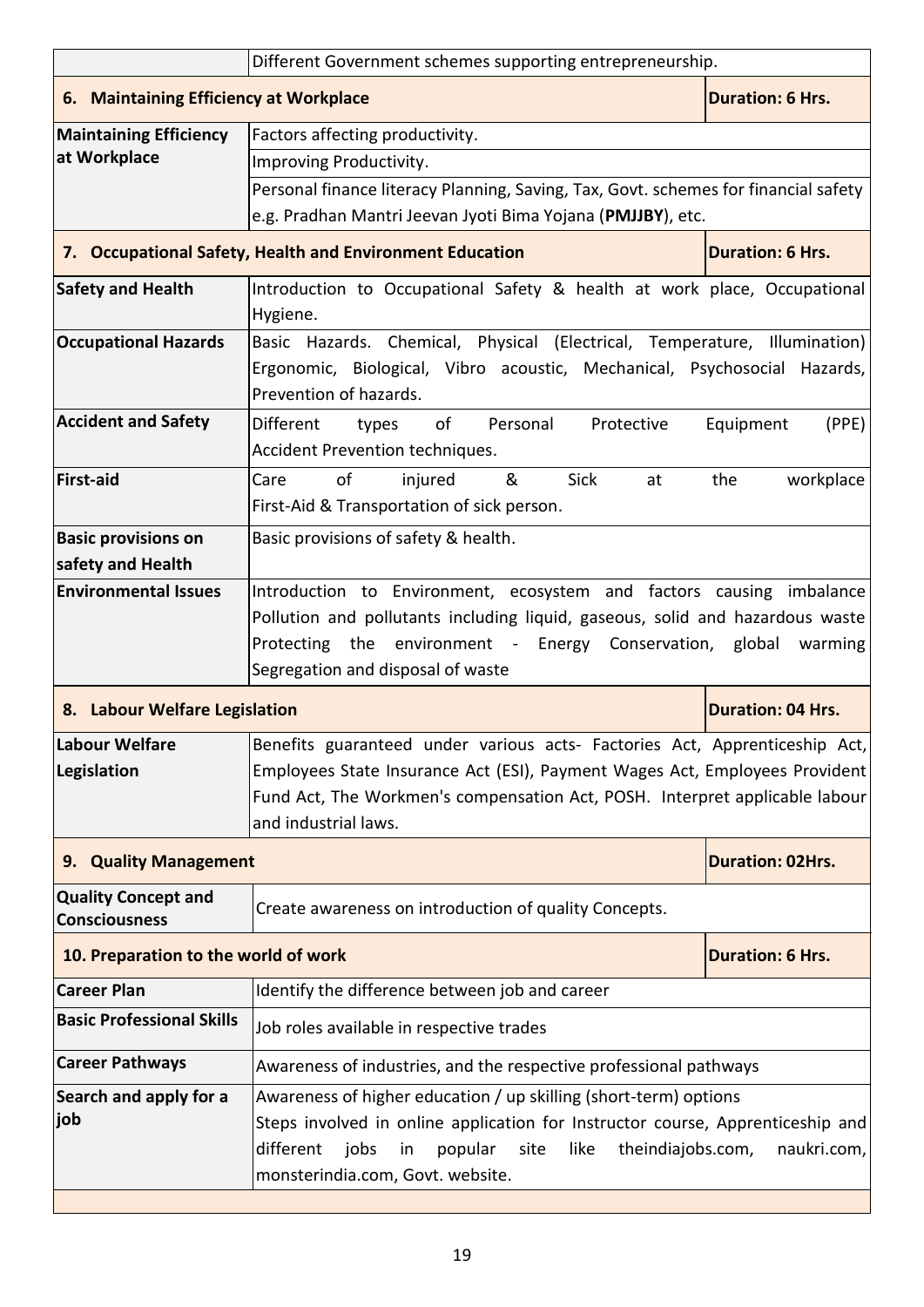| | | |
|---|---|---|
| | Different Government schemes supporting entrepreneurship. | |
| **6. Maintaining Efficiency at Workplace** | | **Duration: 6 Hrs.** |
| **Maintaining Efficiency at Workplace** | Factors affecting productivity. | |
| | Improving Productivity. | |
| | Personal finance literacy Planning, Saving, Tax, Govt. schemes for financial safety e.g. Pradhan Mantri Jeevan Jyoti Bima Yojana (**PMJJBY**), etc. | |
| **7. Occupational Safety, Health and Environment Education** | | **Duration: 6 Hrs.** |
| **Safety and Health** | Introduction to Occupational Safety & health at work place, Occupational Hygiene. | |
| **Occupational Hazards** | Basic Hazards. Chemical, Physical (Electrical, Temperature, Illumination) Ergonomic, Biological, Vibro acoustic, Mechanical, Psychosocial Hazards, Prevention of hazards. | |
| **Accident and Safety** | Different types of Personal Protective Equipment (PPE) Accident Prevention techniques. | |
| **First-aid** | Care of injured & Sick at the workplace First-Aid & Transportation of sick person. | |
| **Basic provisions on safety and Health** | Basic provisions of safety & health. | |
| **Environmental Issues** | Introduction to Environment, ecosystem and factors causing imbalance Pollution and pollutants including liquid, gaseous, solid and hazardous waste Protecting the environment - Energy Conservation, global warming Segregation and disposal of waste | |
| **8. Labour Welfare Legislation** | | **Duration: 04 Hrs.** |
| **Labour Welfare Legislation** | Benefits guaranteed under various acts- Factories Act, Apprenticeship Act, Employees State Insurance Act (ESI), Payment Wages Act, Employees Provident Fund Act, The Workmen's compensation Act, POSH. Interpret applicable labour and industrial laws. | |
| **9. Quality Management** | | **Duration: 02Hrs.** |
| **Quality Concept and Consciousness** | Create awareness on introduction of quality Concepts. | |
| **10. Preparation to the world of work** | | **Duration: 6 Hrs.** |
| **Career Plan** | Identify the difference between job and career | |
| **Basic Professional Skills** | Job roles available in respective trades | |
| **Career Pathways** | Awareness of industries, and the respective professional pathways | |
| **Search and apply for a job** | Awareness of higher education / up skilling (short-term) options<br>Steps involved in online application for Instructor course, Apprenticeship and different jobs in popular site like theindiajobs.com, naukri.com, monsterindia.com, Govt. website. | |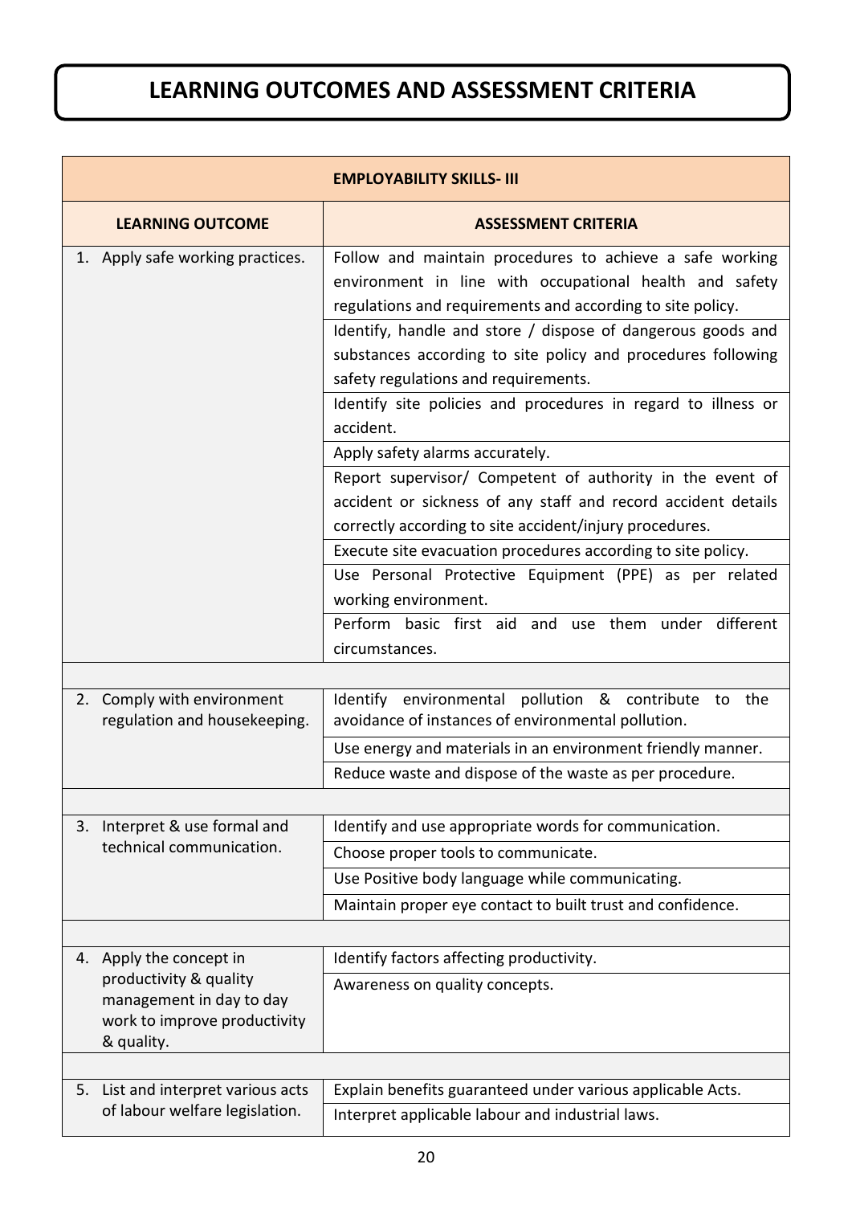# LEARNING OUTCOMES AND ASSESSMENT CRITERIA

| EMPLOYABILITY SKILLS- III | |
|---|---|
| **LEARNING OUTCOME** | **ASSESSMENT CRITERIA** |
| 1. Apply safe working practices. | Follow and maintain procedures to achieve a safe working environment in line with occupational health and safety regulations and requirements and according to site policy. |
| | Identify, handle and store / dispose of dangerous goods and substances according to site policy and procedures following safety regulations and requirements. |
| | Identify site policies and procedures in regard to illness or accident. |
| | Apply safety alarms accurately. |
| | Report supervisor/ Competent of authority in the event of accident or sickness of any staff and record accident details correctly according to site accident/injury procedures. |
| | Execute site evacuation procedures according to site policy. |
| | Use Personal Protective Equipment (PPE) as per related working environment. |
| | Perform basic first aid and use them under different circumstances. |
| | |
| 2. Comply with environment regulation and housekeeping. | Identify environmental pollution & contribute to the avoidance of instances of environmental pollution. |
| | Use energy and materials in an environment friendly manner. |
| | Reduce waste and dispose of the waste as per procedure. |
| | |
| 3. Interpret & use formal and technical communication. | Identify and use appropriate words for communication. |
| | Choose proper tools to communicate. |
| | Use Positive body language while communicating. |
| | Maintain proper eye contact to built trust and confidence. |
| | |
| 4. Apply the concept in productivity & quality management in day to day work to improve productivity & quality. | Identify factors affecting productivity. |
| | Awareness on quality concepts. |
| | |
| 5. List and interpret various acts of labour welfare legislation. | Explain benefits guaranteed under various applicable Acts. |
| | Interpret applicable labour and industrial laws. |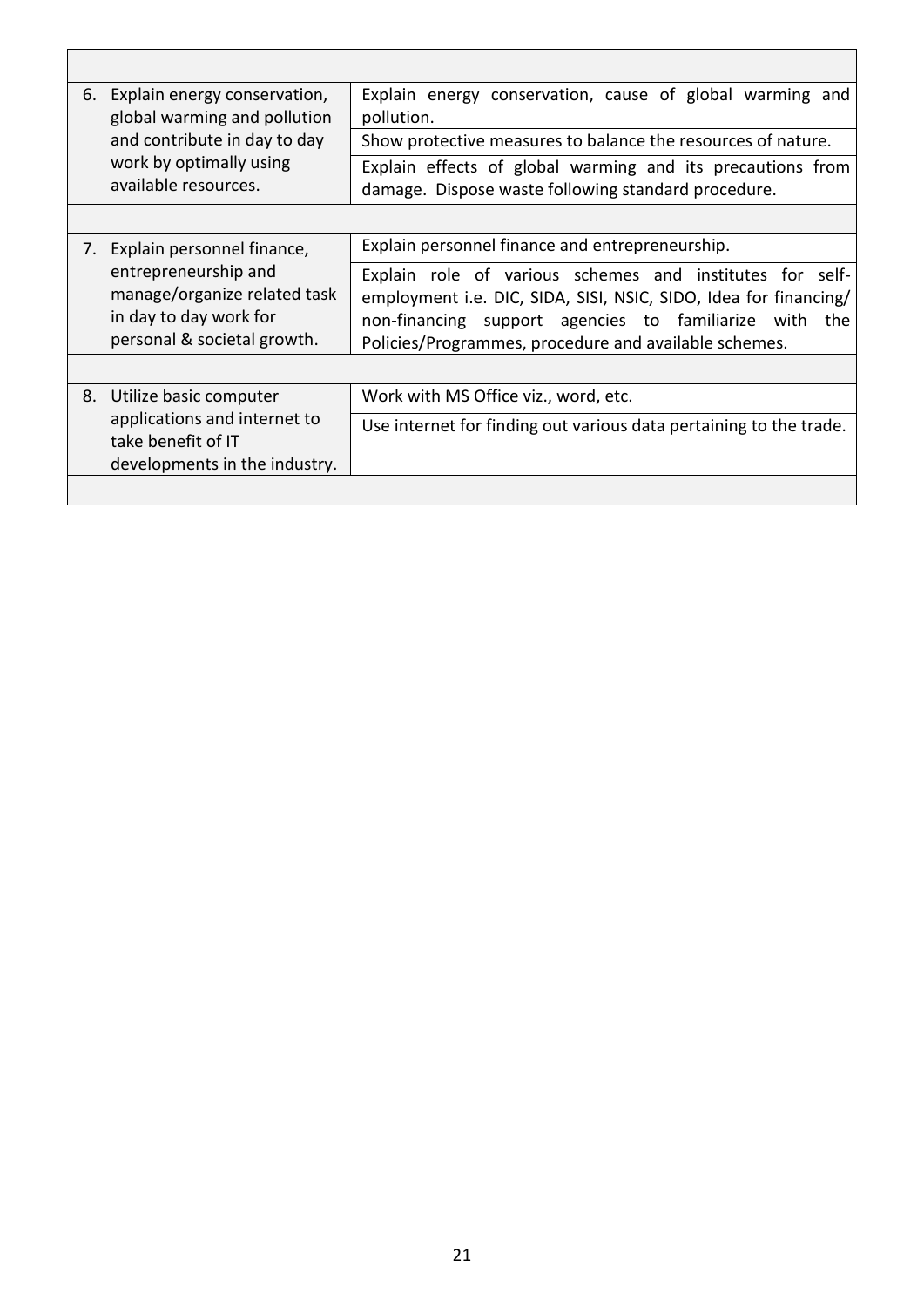| | |
|---|---|
| 6. Explain energy conservation, global warming and pollution and contribute in day to day work by optimally using available resources. | Explain energy conservation, cause of global warming and pollution. |
| | Show protective measures to balance the resources of nature. |
| | Explain effects of global warming and its precautions from damage. Dispose waste following standard procedure. |
| | |
| 7. Explain personnel finance, entrepreneurship and manage/organize related task in day to day work for personal & societal growth. | Explain personnel finance and entrepreneurship. |
| | Explain role of various schemes and institutes for self-employment i.e. DIC, SIDA, SISI, NSIC, SIDO, Idea for financing/ non-financing support agencies to familiarize with the Policies/Programmes, procedure and available schemes. |
| | |
| 8. Utilize basic computer applications and internet to take benefit of IT developments in the industry. | Work with MS Office viz., word, etc. |
| | Use internet for finding out various data pertaining to the trade. |
| | |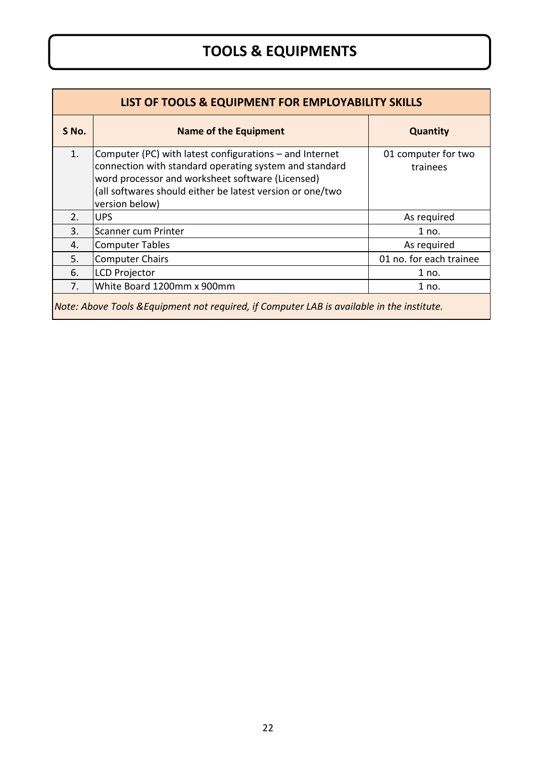# TOOLS & EQUIPMENTS

| LIST OF TOOLS & EQUIPMENT FOR EMPLOYABILITY SKILLS | | |
|---|---|---|
| **S No.** | **Name of the Equipment** | **Quantity** |
| 1. | Computer (PC) with latest configurations – and Internet connection with standard operating system and standard word processor and worksheet software (Licensed) (all softwares should either be latest version or one/two version below) | 01 computer for two trainees |
| 2. | UPS | As required |
| 3. | Scanner cum Printer | 1 no. |
| 4. | Computer Tables | As required |
| 5. | Computer Chairs | 01 no. for each trainee |
| 6. | LCD Projector | 1 no. |
| 7. | White Board 1200mm x 900mm | 1 no. |

*Note: Above Tools &Equipment not required, if Computer LAB is available in the institute.*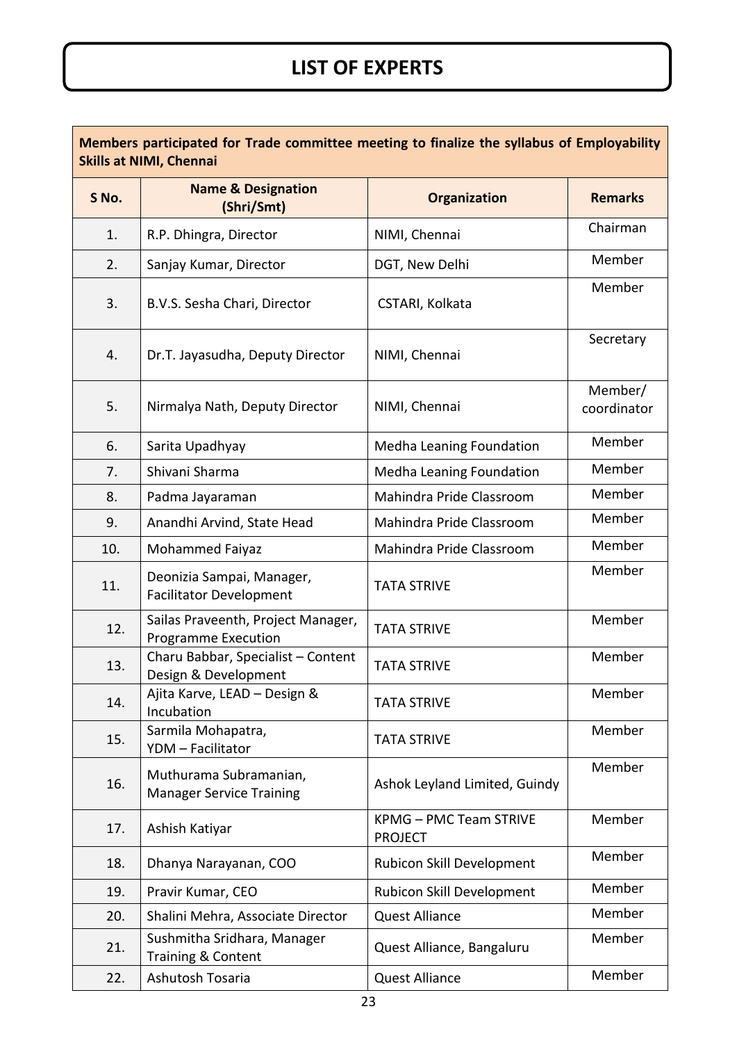# LIST OF EXPERTS

| Members participated for Trade committee meeting to finalize the syllabus of Employability Skills at NIMI, Chennai | | | |
|---|---|---|---|
| **S No.** | **Name & Designation (Shri/Smt)** | **Organization** | **Remarks** |
| 1. | R.P. Dhingra, Director | NIMI, Chennai | Chairman |
| 2. | Sanjay Kumar, Director | DGT, New Delhi | Member |
| 3. | B.V.S. Sesha Chari, Director | CSTARI, Kolkata | Member |
| 4. | Dr.T. Jayasudha, Deputy Director | NIMI, Chennai | Secretary |
| 5. | Nirmalya Nath, Deputy Director | NIMI, Chennai | Member/ coordinator |
| 6. | Sarita Upadhyay | Medha Leaning Foundation | Member |
| 7. | Shivani Sharma | Medha Leaning Foundation | Member |
| 8. | Padma Jayaraman | Mahindra Pride Classroom | Member |
| 9. | Anandhi Arvind, State Head | Mahindra Pride Classroom | Member |
| 10. | Mohammed Faiyaz | Mahindra Pride Classroom | Member |
| 11. | Deonizia Sampai, Manager, Facilitator Development | TATA STRIVE | Member |
| 12. | Sailas Praveenth, Project Manager, Programme Execution | TATA STRIVE | Member |
| 13. | Charu Babbar, Specialist – Content Design & Development | TATA STRIVE | Member |
| 14. | Ajita Karve, LEAD – Design & Incubation | TATA STRIVE | Member |
| 15. | Sarmila Mohapatra, YDM – Facilitator | TATA STRIVE | Member |
| 16. | Muthurama Subramanian, Manager Service Training | Ashok Leyland Limited, Guindy | Member |
| 17. | Ashish Katiyar | KPMG – PMC Team STRIVE PROJECT | Member |
| 18. | Dhanya Narayanan, COO | Rubicon Skill Development | Member |
| 19. | Pravir Kumar, CEO | Rubicon Skill Development | Member |
| 20. | Shalini Mehra, Associate Director | Quest Alliance | Member |
| 21. | Sushmitha Sridhara, Manager Training & Content | Quest Alliance, Bangaluru | Member |
| 22. | Ashutosh Tosaria | Quest Alliance | Member |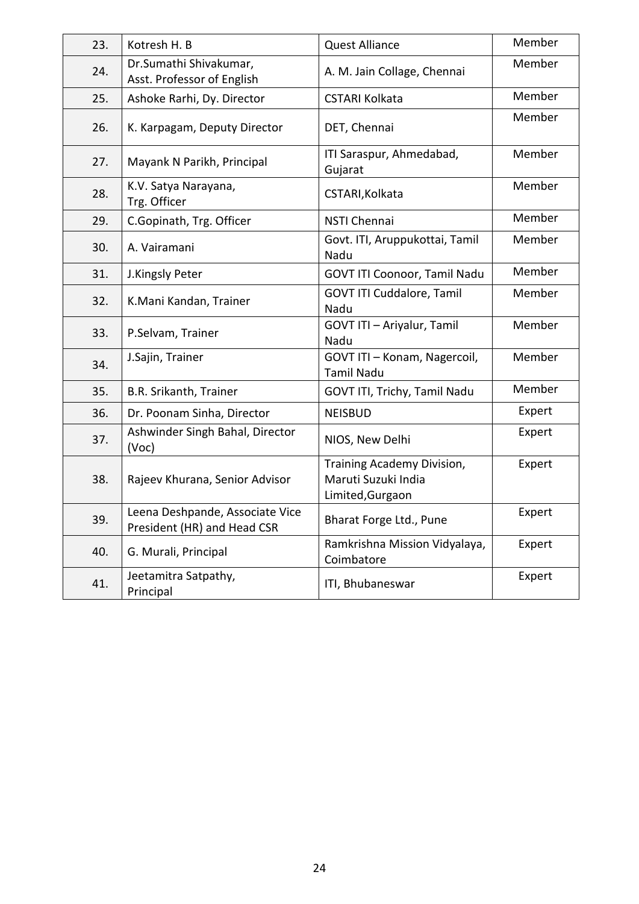| 23. | Kotresh H. B | Quest Alliance | Member |
|---|---|---|---|
| 24. | Dr.Sumathi Shivakumar, Asst. Professor of English | A. M. Jain Collage, Chennai | Member |
| 25. | Ashoke Rarhi, Dy. Director | CSTARI Kolkata | Member |
| 26. | K. Karpagam, Deputy Director | DET, Chennai | Member |
| 27. | Mayank N Parikh, Principal | ITI Saraspur, Ahmedabad, Gujarat | Member |
| 28. | K.V. Satya Narayana, Trg. Officer | CSTARI,Kolkata | Member |
| 29. | C.Gopinath, Trg. Officer | NSTI Chennai | Member |
| 30. | A. Vairamani | Govt. ITI, Aruppukottai, Tamil Nadu | Member |
| 31. | J.Kingsly Peter | GOVT ITI Coonoor, Tamil Nadu | Member |
| 32. | K.Mani Kandan, Trainer | GOVT ITI Cuddalore, Tamil Nadu | Member |
| 33. | P.Selvam, Trainer | GOVT ITI – Ariyalur, Tamil Nadu | Member |
| 34. | J.Sajin, Trainer | GOVT ITI – Konam, Nagercoil, Tamil Nadu | Member |
| 35. | B.R. Srikanth, Trainer | GOVT ITI, Trichy, Tamil Nadu | Member |
| 36. | Dr. Poonam Sinha, Director | NEISBUD | Expert |
| 37. | Ashwinder Singh Bahal, Director (Voc) | NIOS, New Delhi | Expert |
| 38. | Rajeev Khurana, Senior Advisor | Training Academy Division, Maruti Suzuki India Limited,Gurgaon | Expert |
| 39. | Leena Deshpande, Associate Vice President (HR) and Head CSR | Bharat Forge Ltd., Pune | Expert |
| 40. | G. Murali, Principal | Ramkrishna Mission Vidyalaya, Coimbatore | Expert |
| 41. | Jeetamitra Satpathy, Principal | ITI, Bhubaneswar | Expert |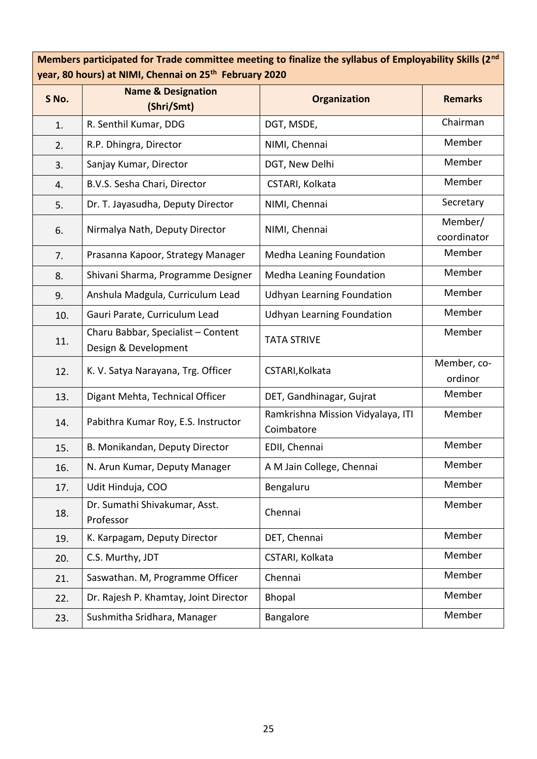| Members participated for Trade committee meeting to finalize the syllabus of Employability Skills (2nd year, 80 hours) at NIMI, Chennai on 25th February 2020 | | | |
|---|---|---|---|
| **S No.** | **Name & Designation (Shri/Smt)** | **Organization** | **Remarks** |
| 1. | R. Senthil Kumar, DDG | DGT, MSDE, | Chairman |
| 2. | R.P. Dhingra, Director | NIMI, Chennai | Member |
| 3. | Sanjay Kumar, Director | DGT, New Delhi | Member |
| 4. | B.V.S. Sesha Chari, Director | CSTARI, Kolkata | Member |
| 5. | Dr. T. Jayasudha, Deputy Director | NIMI, Chennai | Secretary |
| 6. | Nirmalya Nath, Deputy Director | NIMI, Chennai | Member/ coordinator |
| 7. | Prasanna Kapoor, Strategy Manager | Medha Leaning Foundation | Member |
| 8. | Shivani Sharma, Programme Designer | Medha Leaning Foundation | Member |
| 9. | Anshula Madgula, Curriculum Lead | Udhyan Learning Foundation | Member |
| 10. | Gauri Parate, Curriculum Lead | Udhyan Learning Foundation | Member |
| 11. | Charu Babbar, Specialist – Content Design & Development | TATA STRIVE | Member |
| 12. | K. V. Satya Narayana, Trg. Officer | CSTARI,Kolkata | Member, co-ordinor |
| 13. | Digant Mehta, Technical Officer | DET, Gandhinagar, Gujrat | Member |
| 14. | Pabithra Kumar Roy, E.S. Instructor | Ramkrishna Mission Vidyalaya, ITI Coimbatore | Member |
| 15. | B. Monikandan, Deputy Director | EDII, Chennai | Member |
| 16. | N. Arun Kumar, Deputy Manager | A M Jain College, Chennai | Member |
| 17. | Udit Hinduja, COO | Bengaluru | Member |
| 18. | Dr. Sumathi Shivakumar, Asst. Professor | Chennai | Member |
| 19. | K. Karpagam, Deputy Director | DET, Chennai | Member |
| 20. | C.S. Murthy, JDT | CSTARI, Kolkata | Member |
| 21. | Saswathan. M, Programme Officer | Chennai | Member |
| 22. | Dr. Rajesh P. Khamtay, Joint Director | Bhopal | Member |
| 23. | Sushmitha Sridhara, Manager | Bangalore | Member |